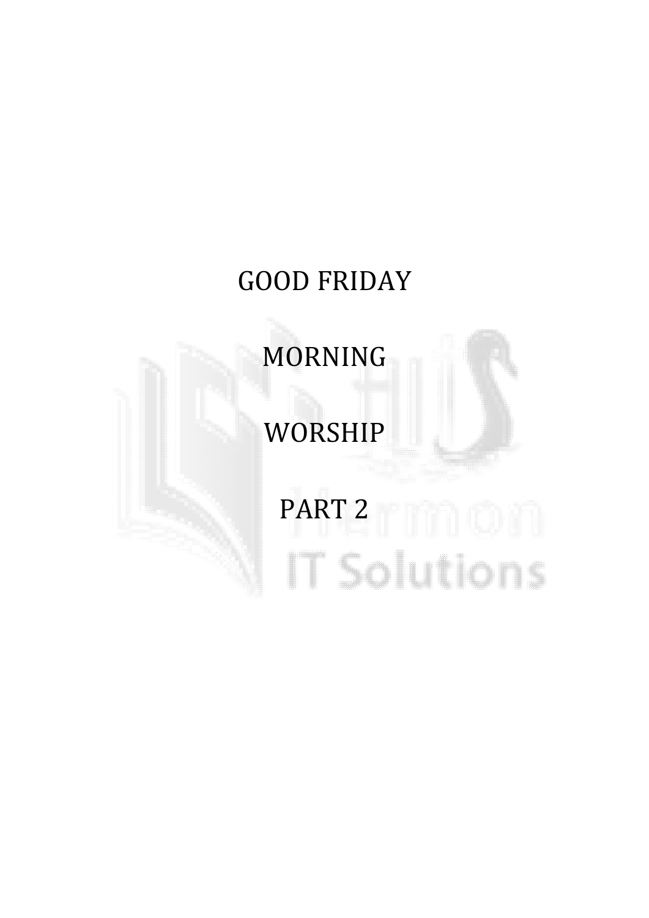# GOOD FRIDAY

# MORNING

# WORSHIP

# PART 2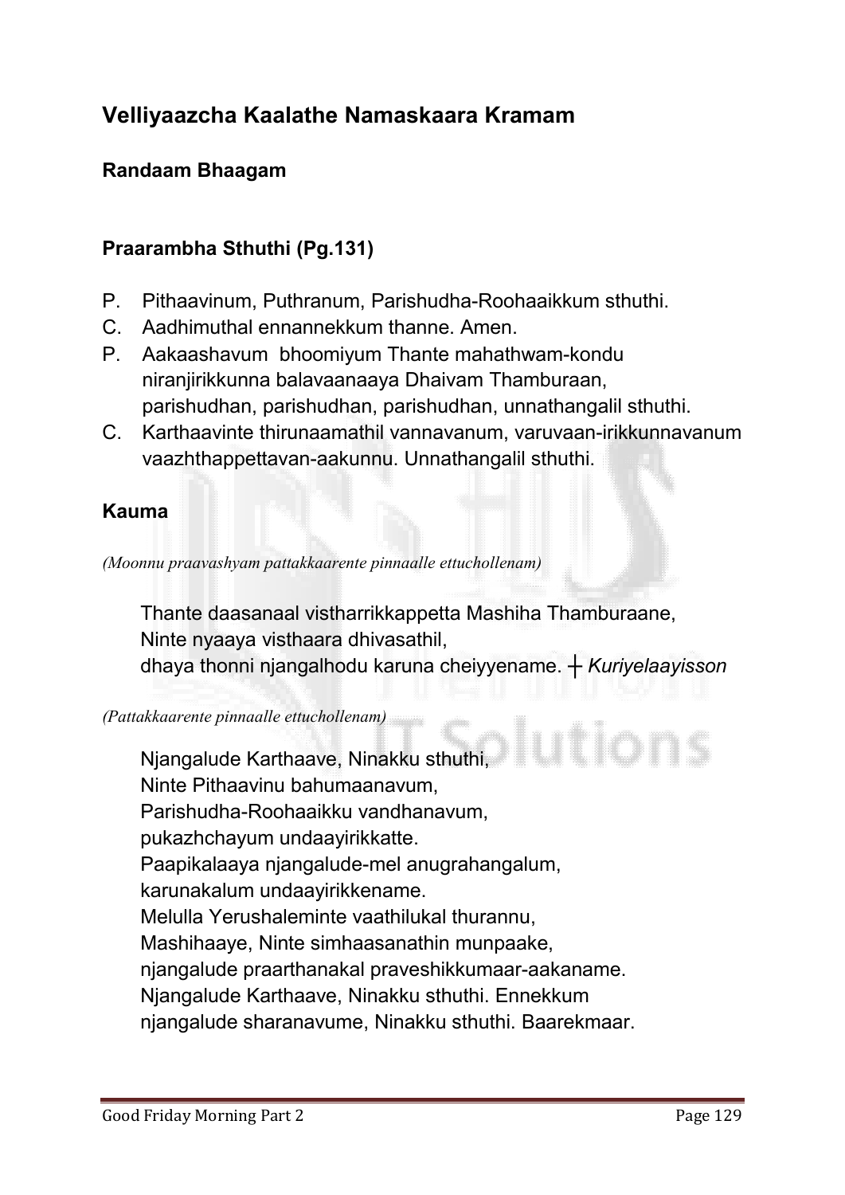## Velliyaazcha Kaalathe Namaskaara Kramam

### Randaam Bhaagam

### Praarambha Sthuthi (Pg.131)

P. Pithaavinum, Puthranum, Parishudha-Roohaaikkum sthuthi.

C. Aadhimuthal ennannekkum thanne. Amen.

P. Aakaashavum bhoomiyum Thante mahathwam-kondu niranjirikkunna balavaanaaya Dhaivam Thamburaan, parishudhan, parishudhan, parishudhan, unnathangalil sthuthi.

C. Karthaavinte thirunaamathil vannavanum, varuvaan-irikkunnavanum vaazhthappettavan-aakunnu. Unnathangalil sthuthi.

### Kauma

*(Moonnu praavashyam pattakkaarente pinnaalle ettuchollenam)*

Thante daasanaal vistharrikkappetta Mashiha Thamburaane,
Ninte nyaaya visthaara dhivasathil,
dhaya thonni njangalhodu karuna cheiyyename. ┼ *Kuriyelaayisson*

*(Pattakkaarente pinnaalle ettuchollenam)*

Njangalude Karthaave, Ninakku sthuthi,
Ninte Pithaavinu bahumaanavum,
Parishudha-Roohaaikku vandhanavum,
pukazhchayum undaayirikkatte.
Paapikalaaya njangalude-mel anugrahangalum,
karunakalum undaayirikkename.
Melulla Yerushaleminte vaathilukal thurannu,
Mashihaaye, Ninte simhaasanathin munpaake,
njangalude praarthanakal praveshikkumaar-aakaname.
Njangalude Karthaave, Ninakku sthuthi. Ennekkum
njangalude sharanavume, Ninakku sthuthi. Baarekmaar.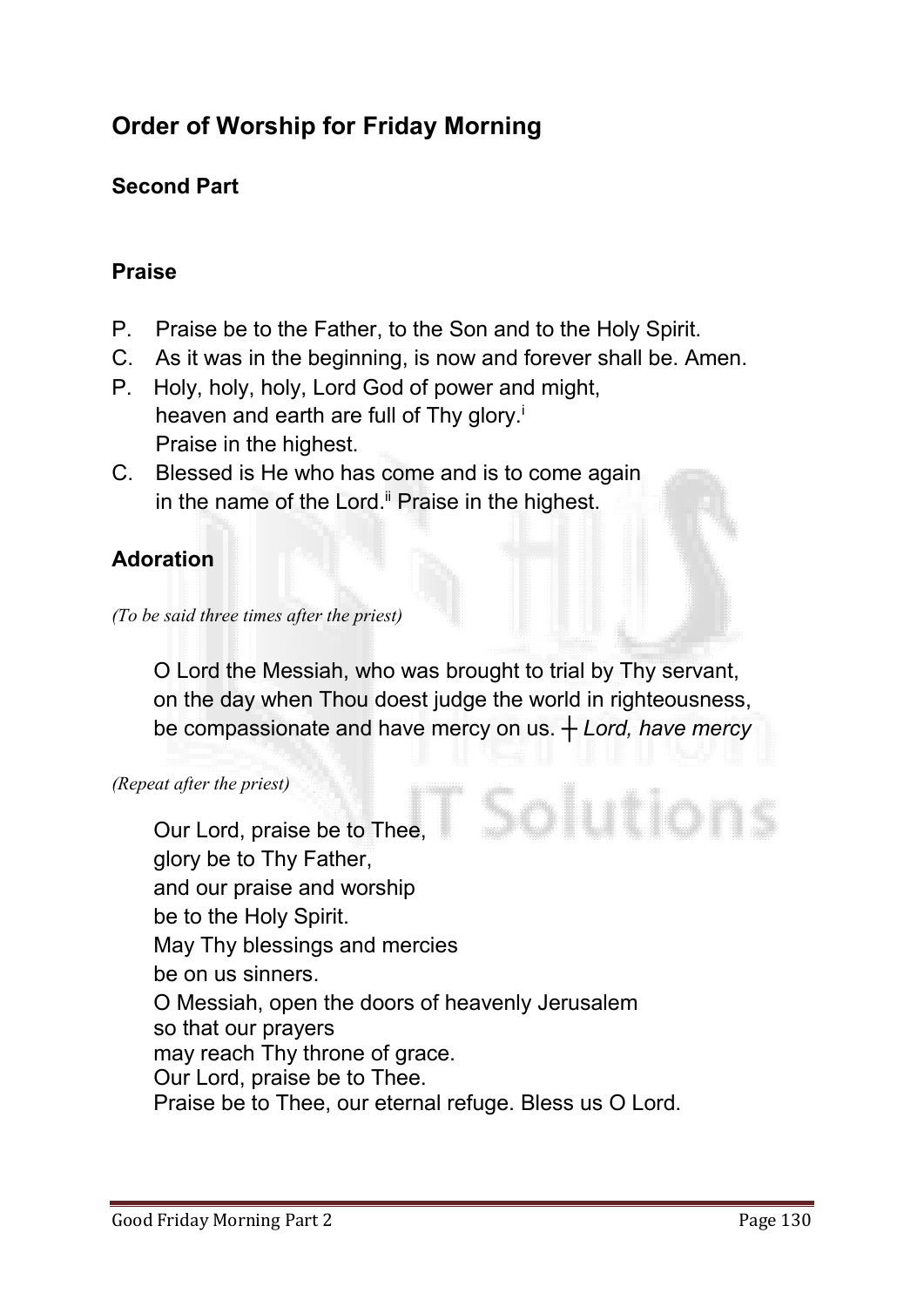# Order of Worship for Friday Morning

## Second Part

### Praise

P. Praise be to the Father, to the Son and to the Holy Spirit.
C. As it was in the beginning, is now and forever shall be. Amen.
P. Holy, holy, holy, Lord God of power and might,
heaven and earth are full of Thy glory.[i]
Praise in the highest.
C. Blessed is He who has come and is to come again
in the name of the Lord.[ii] Praise in the highest.

### Adoration

*(To be said three times after the priest)*

O Lord the Messiah, who was brought to trial by Thy servant,
on the day when Thou doest judge the world in righteousness,
be compassionate and have mercy on us. ┼ *Lord, have mercy*

*(Repeat after the priest)*

Our Lord, praise be to Thee,
glory be to Thy Father,
and our praise and worship
be to the Holy Spirit.
May Thy blessings and mercies
be on us sinners.
O Messiah, open the doors of heavenly Jerusalem
so that our prayers
may reach Thy throne of grace.
Our Lord, praise be to Thee.
Praise be to Thee, our eternal refuge. Bless us O Lord.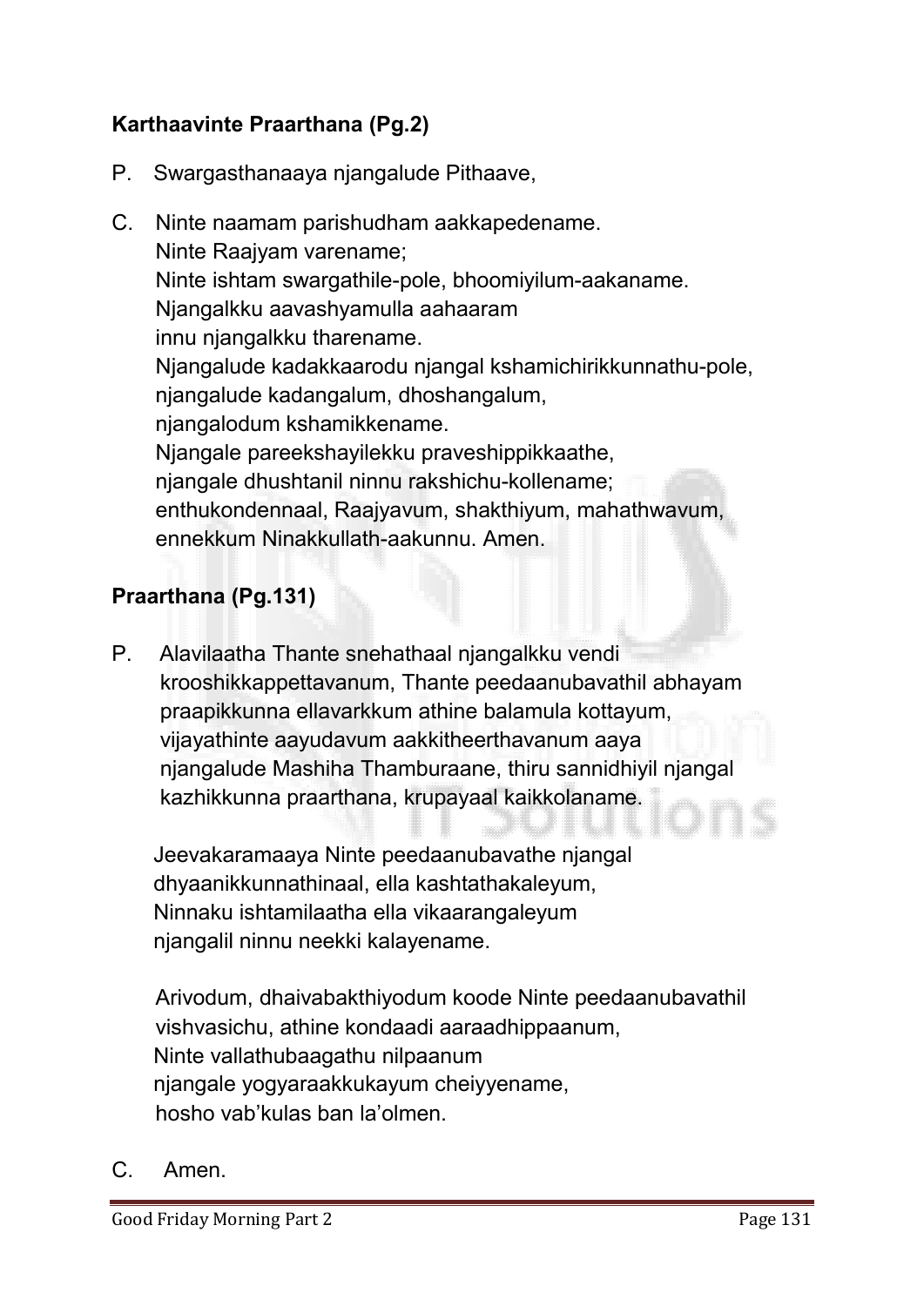**Karthaavinte Praarthana (Pg.2)**

P. Swargasthanaaya njangalude Pithaave,

C. Ninte naamam parishudham aakkapedename.
Ninte Raajyam varename;
Ninte ishtam swargathile-pole, bhoomiyilum-aakaname.
Njangalkku aavashyamulla aahaaram
innu njangalkku tharename.
Njangalude kadakkaarodu njangal kshamichirikkunnathu-pole,
njangalude kadangalum, dhoshangalum,
njangalodum kshamikkename.
Njangale pareekshayilekku praveshippikkaathe,
njangale dhushtanil ninnu rakshichu-kollename;
enthukondennaal, Raajyavum, shakthiyum, mahathwavum,
ennekkum Ninakkullath-aakunnu. Amen.

**Praarthana (Pg.131)**

P. Alavilaatha Thante snehathaal njangalkku vendi
krooshikkappettavanum, Thante peedaanubavathil abhayam
praapikkunna ellavarkkum athine balamula kottayum,
vijayathinte aayudavum aakkitheerthavanum aaya
njangalude Mashiha Thamburaane, thiru sannidhiyil njangal
kazhikkunna praarthana, krupayaal kaikkolaname.

Jeevakaramaaya Ninte peedaanubavathe njangal
dhyaanikkunnathinaal, ella kashtathakaleyum,
Ninnaku ishtamilaatha ella vikaarangaleyum
njangalil ninnu neekki kalayename.

Arivodum, dhaivabakthiyodum koode Ninte peedaanubavathil
vishvasichu, athine kondaadi aaraadhippaanum,
Ninte vallathubaagathu nilpaanum
njangale yogyaraakkukayum cheiyyename,
hosho vab'kulas ban la'olmen.

C. Amen.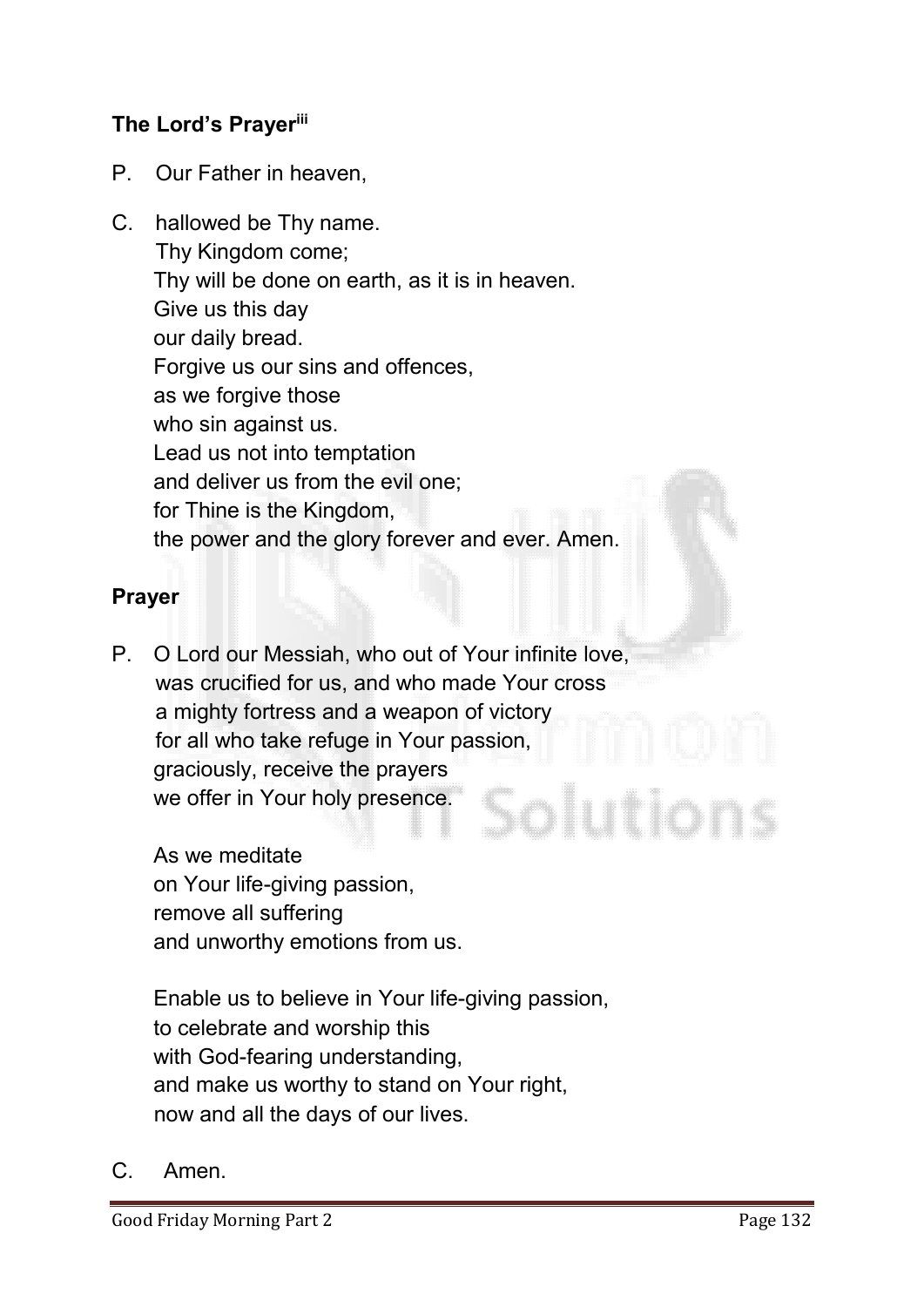### The Lord's Prayer[iii]

P. Our Father in heaven,

C. hallowed be Thy name.
Thy Kingdom come;
Thy will be done on earth, as it is in heaven.
Give us this day
our daily bread.
Forgive us our sins and offences,
as we forgive those
who sin against us.
Lead us not into temptation
and deliver us from the evil one;
for Thine is the Kingdom,
the power and the glory forever and ever. Amen.

### Prayer

P. O Lord our Messiah, who out of Your infinite love,
was crucified for us, and who made Your cross
a mighty fortress and a weapon of victory
for all who take refuge in Your passion,
graciously, receive the prayers
we offer in Your holy presence.

As we meditate
on Your life-giving passion,
remove all suffering
and unworthy emotions from us.

Enable us to believe in Your life-giving passion,
to celebrate and worship this
with God-fearing understanding,
and make us worthy to stand on Your right,
now and all the days of our lives.

C. Amen.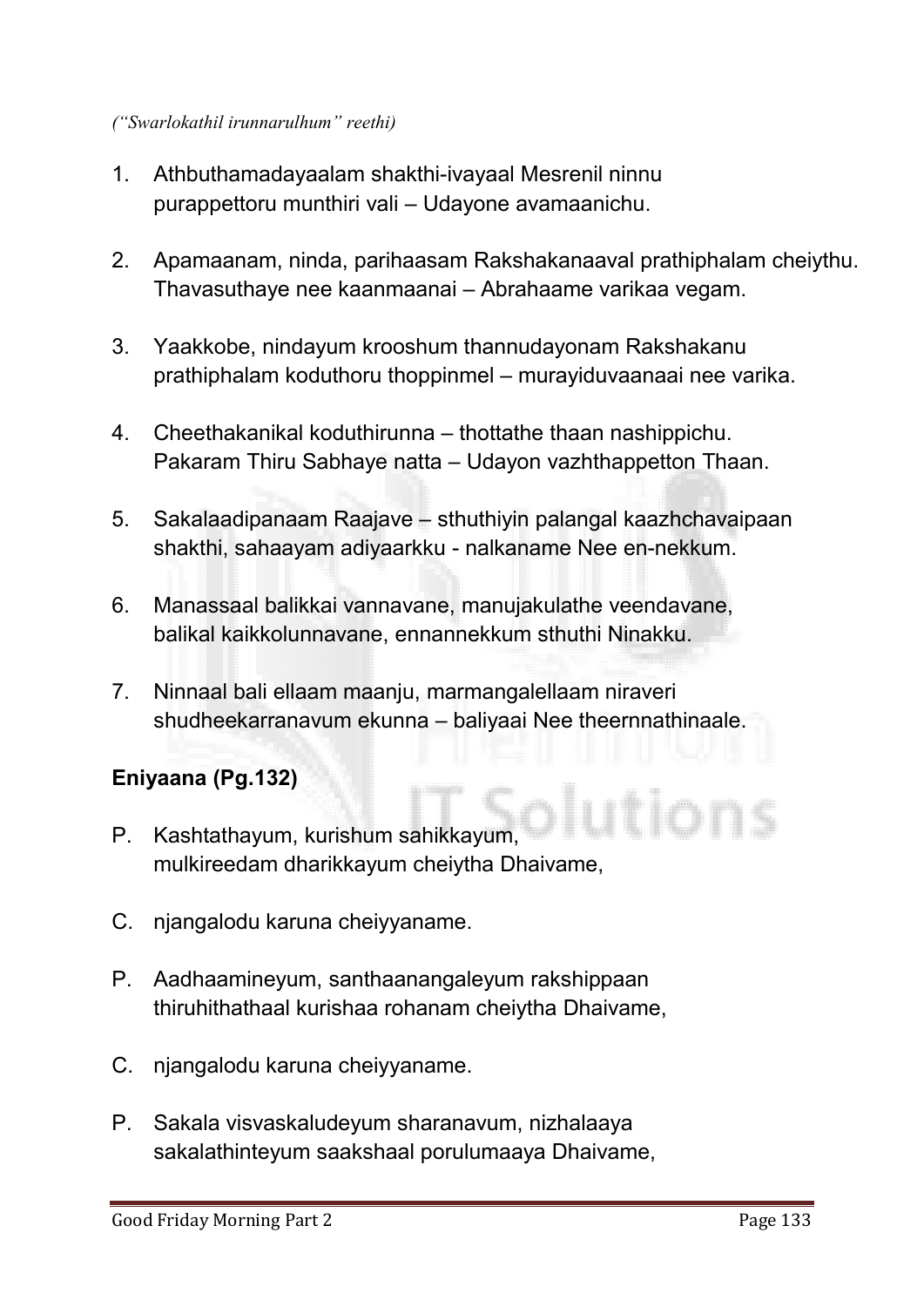*(“Swarlokathil irunnarulhum” reethi)*

1. Athbuthamadayaalam shakthi-ivayaal Mesrenil ninnu purappettoru munthiri vali – Udayone avamaanichu.

2. Apamaanam, ninda, parihaasam Rakshakanaaval prathiphalam cheiythu. Thavasuthaye nee kaanmaanai – Abrahaame varikaa vegam.

3. Yaakkobe, nindayum krooshum thannudayonam Rakshakanu prathiphalam koduthoru thoppinmel – murayiduvaanaai nee varika.

4. Cheethakanikal koduthirunna – thottathe thaan nashippichu. Pakaram Thiru Sabhaye natta – Udayon vazhthappetton Thaan.

5. Sakalaadipanaam Raajave – sthuthiyin palangal kaazhchavaipaan shakthi, sahaayam adiyaarkku - nalkaname Nee en-nekkum.

6. Manassaal balikkai vannavane, manujakulathe veendavane, balikal kaikkolunnavane, ennannekkum sthuthi Ninakku.

7. Ninnaal bali ellaam maanju, marmangalellaam niraveri shudheekarranavum ekunna – baliyaai Nee theernnathinaale.

**Eniyaana (Pg.132)**

P. Kashtathayum, kurishum sahikkayum, mulkireedam dharikkayum cheiytha Dhaivame,

C. njangalodu karuna cheiyyaname.

P. Aadhaamineyum, santhaanangaleyum rakshippaan thiruhithathaal kurishaa rohanam cheiytha Dhaivame,

C. njangalodu karuna cheiyyaname.

P. Sakala visvaskaludeyum sharanavum, nizhalaaya sakalathinteyum saakshaal porulumaaya Dhaivame,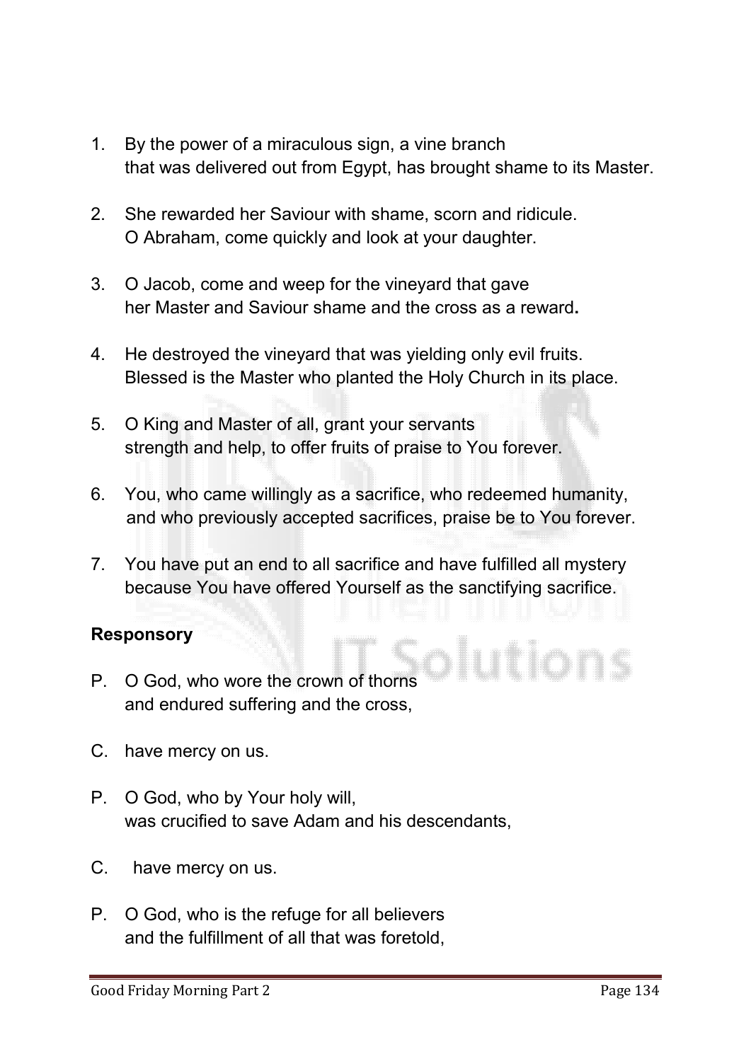1. By the power of a miraculous sign, a vine branch
   that was delivered out from Egypt, has brought shame to its Master.

2. She rewarded her Saviour with shame, scorn and ridicule.
   O Abraham, come quickly and look at your daughter.

3. O Jacob, come and weep for the vineyard that gave
   her Master and Saviour shame and the cross as a reward**.**

4. He destroyed the vineyard that was yielding only evil fruits.
   Blessed is the Master who planted the Holy Church in its place.

5. O King and Master of all, grant your servants
   strength and help, to offer fruits of praise to You forever.

6. You, who came willingly as a sacrifice, who redeemed humanity,
   and who previously accepted sacrifices, praise be to You forever.

7. You have put an end to all sacrifice and have fulfilled all mystery
   because You have offered Yourself as the sanctifying sacrifice.

**Responsory**

P. O God, who wore the crown of thorns
and endured suffering and the cross,

C. have mercy on us.

P. O God, who by Your holy will,
was crucified to save Adam and his descendants,

C. have mercy on us.

P. O God, who is the refuge for all believers
and the fulfillment of all that was foretold,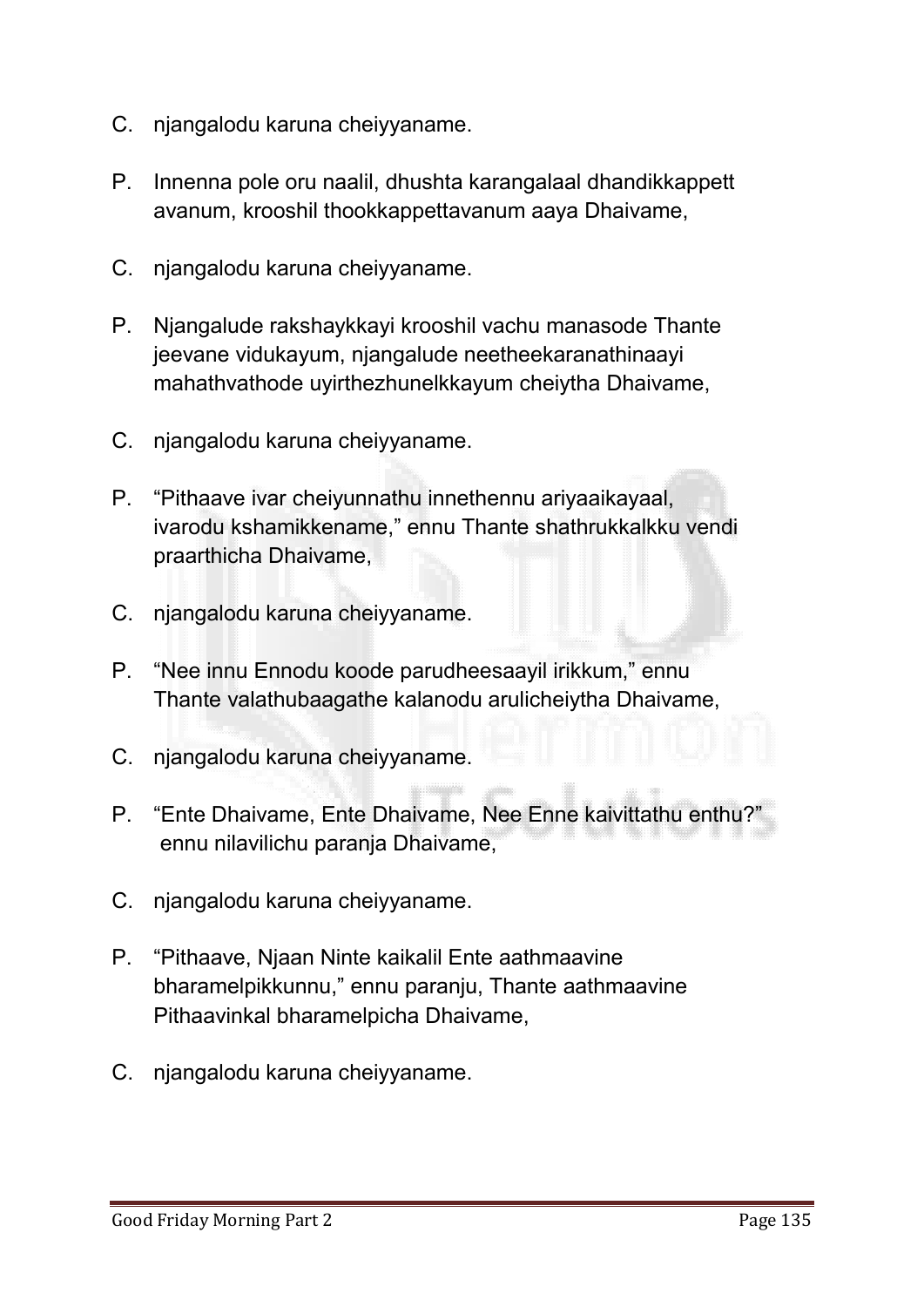C. njangalodu karuna cheiyyaname.

P. Innenna pole oru naalil, dhushta karangalaal dhandikkappett avanum, krooshil thookkappettavanum aaya Dhaivame,

C. njangalodu karuna cheiyyaname.

P. Njangalude rakshaykkayi krooshil vachu manasode Thante jeevane vidukayum, njangalude neetheekaranathinaayi mahathvathode uyirthezhunelkkayum cheiytha Dhaivame,

C. njangalodu karuna cheiyyaname.

P. "Pithaave ivar cheiyunnathu innethennu ariyaaikayaal, ivarodu kshamikkename," ennu Thante shathrukkalkku vendi praarthicha Dhaivame,

C. njangalodu karuna cheiyyaname.

P. "Nee innu Ennodu koode parudheesaayil irikkum," ennu Thante valathubaagathe kalanodu arulicheiytha Dhaivame,

C. njangalodu karuna cheiyyaname.

P. "Ente Dhaivame, Ente Dhaivame, Nee Enne kaivittathu enthu?" ennu nilavilichu paranja Dhaivame,

C. njangalodu karuna cheiyyaname.

P. "Pithaave, Njaan Ninte kaikalil Ente aathmaavine bharamelpikkunnu," ennu paranju, Thante aathmaavine Pithaavinkal bharamelpicha Dhaivame,

C. njangalodu karuna cheiyyaname.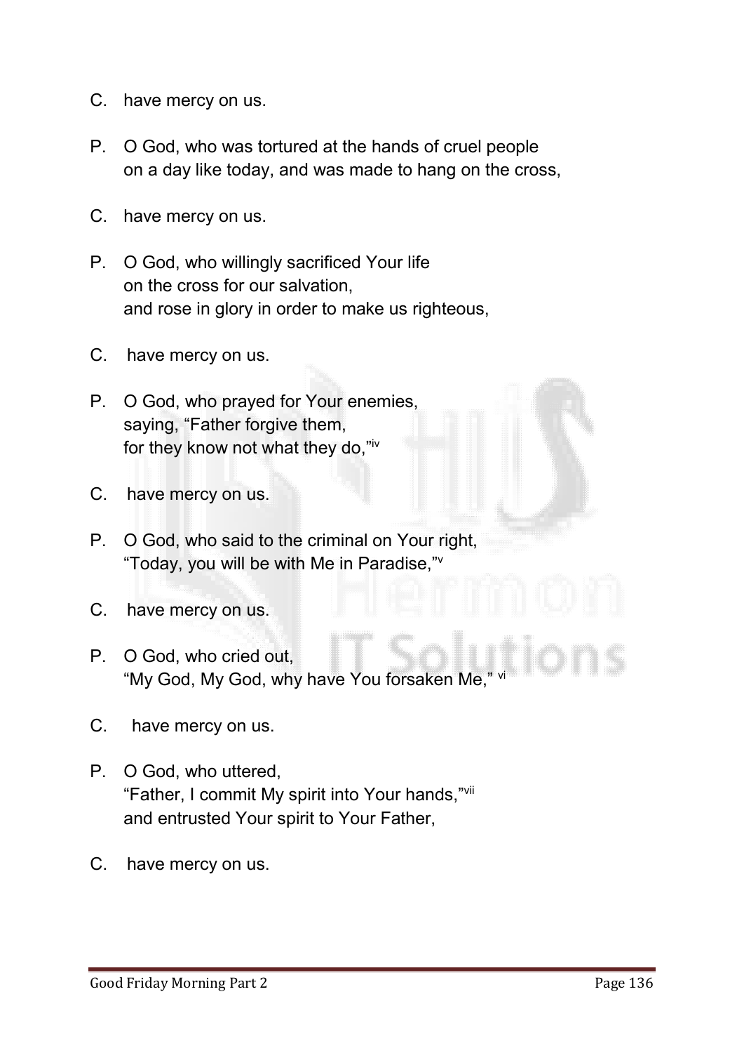C. have mercy on us.

P. O God, who was tortured at the hands of cruel people
on a day like today, and was made to hang on the cross,

C. have mercy on us.

P. O God, who willingly sacrificed Your life
on the cross for our salvation,
and rose in glory in order to make us righteous,

C. have mercy on us.

P. O God, who prayed for Your enemies,
saying, "Father forgive them,
for they know not what they do,"[iv]

C. have mercy on us.

P. O God, who said to the criminal on Your right,
"Today, you will be with Me in Paradise,"[v]

C. have mercy on us.

P. O God, who cried out,
"My God, My God, why have You forsaken Me," [vi]

C. have mercy on us.

P. O God, who uttered,
"Father, I commit My spirit into Your hands,"[vii]
and entrusted Your spirit to Your Father,

C. have mercy on us.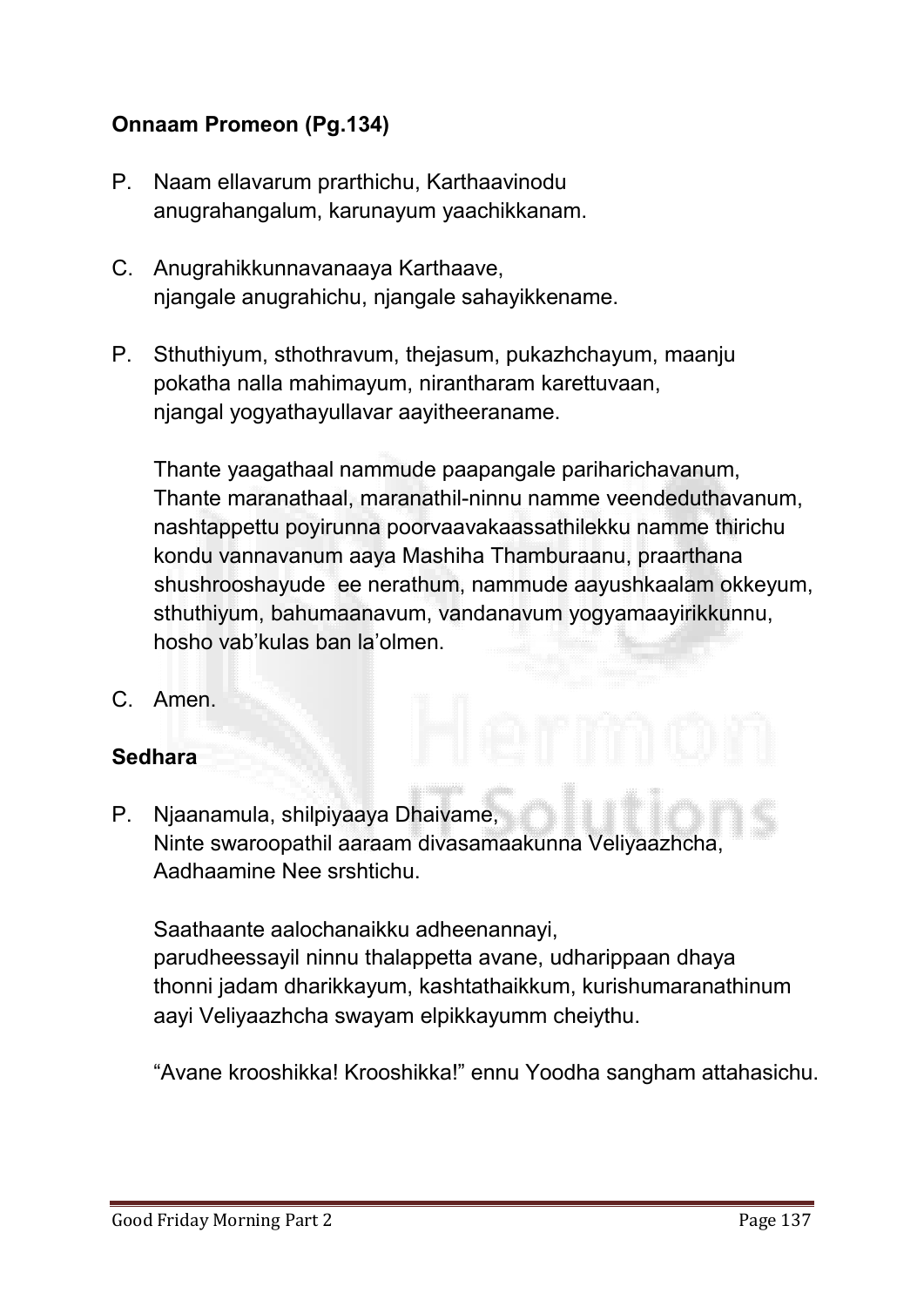**Onnaam Promeon (Pg.134)**

P. Naam ellavarum prarthichu, Karthaavinodu anugrahangalum, karunayum yaachikkanam.

C. Anugrahikkunnavanaaya Karthaave, njangale anugrahichu, njangale sahayikkename.

P. Sthuthiyum, sthothravum, thejasum, pukazhchayum, maanju pokatha nalla mahimayum, nirantharam karettuvaan, njangal yogyathayullavar aayitheeraname.

Thante yaagathaal nammude paapangale pariharichavanum, Thante maranathaal, maranathil-ninnu namme veendeduthavanum, nashtappettu poyirunna poorvaavakaassathilekku namme thirichu kondu vannavanum aaya Mashiha Thamburaanu, praarthana shushrooshayude ee nerathum, nammude aayushkaalam okkeyum, sthuthiyum, bahumaanavum, vandanavum yogyamaayirikkunnu, hosho vab'kulas ban la'olmen.

C. Amen.

**Sedhara**

P. Njaanamula, shilpiyaaya Dhaivame, Ninte swaroopathil aaraam divasamaakunna Veliyaazhcha, Aadhaamine Nee srshtichu.

Saathaante aalochanaikku adheenannayi, parudheessayil ninnu thalappetta avane, udharippaan dhaya thonni jadam dharikkayum, kashtathaikkum, kurishumaranathinum aayi Veliyaazhcha swayam elpikkayumm cheiythu.

"Avane krooshikka! Krooshikka!" ennu Yoodha sangham attahasichu.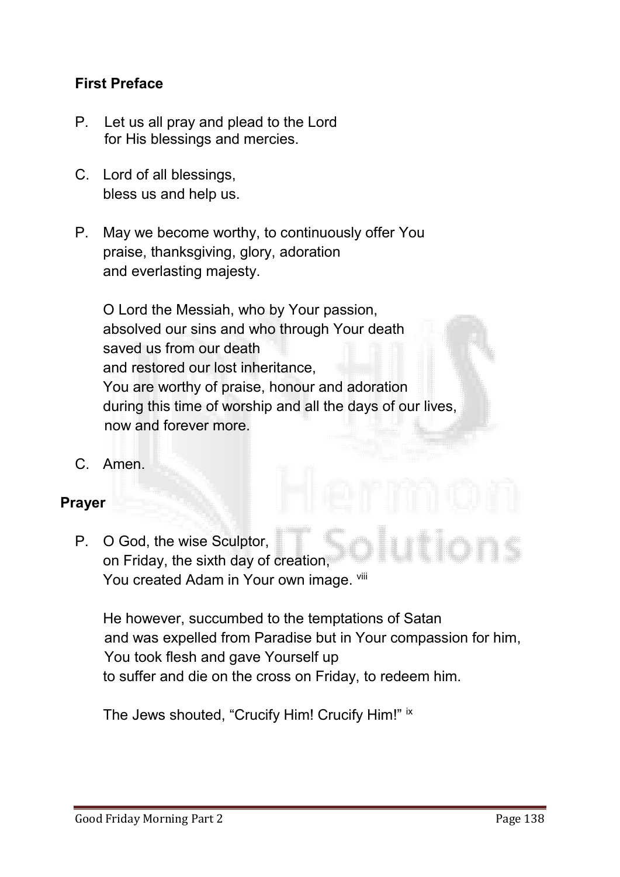**First Preface**

P. Let us all pray and plead to the Lord
for His blessings and mercies.

C. Lord of all blessings,
bless us and help us.

P. May we become worthy, to continuously offer You
praise, thanksgiving, glory, adoration
and everlasting majesty.

O Lord the Messiah, who by Your passion,
absolved our sins and who through Your death
saved us from our death
and restored our lost inheritance,
You are worthy of praise, honour and adoration
during this time of worship and all the days of our lives,
now and forever more.

C. Amen.

**Prayer**

P. O God, the wise Sculptor,
on Friday, the sixth day of creation,
You created Adam in Your own image. [viii]

He however, succumbed to the temptations of Satan
and was expelled from Paradise but in Your compassion for him,
You took flesh and gave Yourself up
to suffer and die on the cross on Friday, to redeem him.

The Jews shouted, "Crucify Him! Crucify Him!" [ix]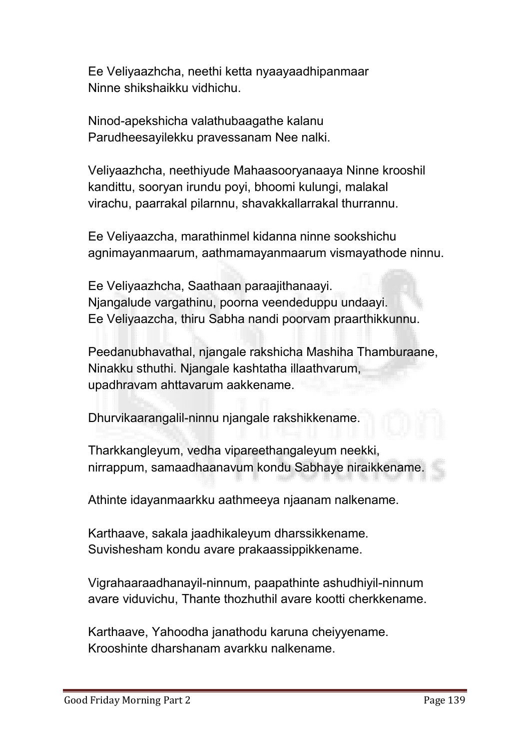Ee Veliyaazhcha, neethi ketta nyaayaadhipanmaar
Ninne shikshaikku vidhichu.

Ninod-apekshicha valathubaagathe kalanu
Parudheesayilekku pravessanam Nee nalki.

Veliyaazhcha, neethiyude Mahaasooryanaaya Ninne krooshil kandittu, sooryan irundu poyi, bhoomi kulungi, malakal virachu, paarrakal pilarnnu, shavakkallarrakal thurrannu.

Ee Veliyaazcha, marathinmel kidanna ninne sookshichu agnimayanmaarum, aathmamayanmaarum vismayathode ninnu.

Ee Veliyaazhcha, Saathaan paraajithanaayi.
Njangalude vargathinu, poorna veendeduppu undaayi.
Ee Veliyaazcha, thiru Sabha nandi poorvam praarthikkunnu.

Peedanubhavathal, njangale rakshicha Mashiha Thamburaane, Ninakku sthuthi. Njangale kashtatha illaathvarum, upadhravam ahttavarum aakkename.

Dhurvikaarangalil-ninnu njangale rakshikkename.

Tharkkangleyum, vedha vipareethangaleyum neekki, nirrappum, samaadhaanavum kondu Sabhaye niraikkename.

Athinte idayanmaarkku aathmeeya njaanam nalkename.

Karthaave, sakala jaadhikaleyum dharssikkename.
Suvishesham kondu avare prakaassippikkename.

Vigrahaaraadhanayil-ninnum, paapathinte ashudhiyil-ninnum avare viduvichu, Thante thozhuthil avare kootti cherkkename.

Karthaave, Yahoodha janathodu karuna cheiyyename.
Krooshinte dharshanam avarkku nalkename.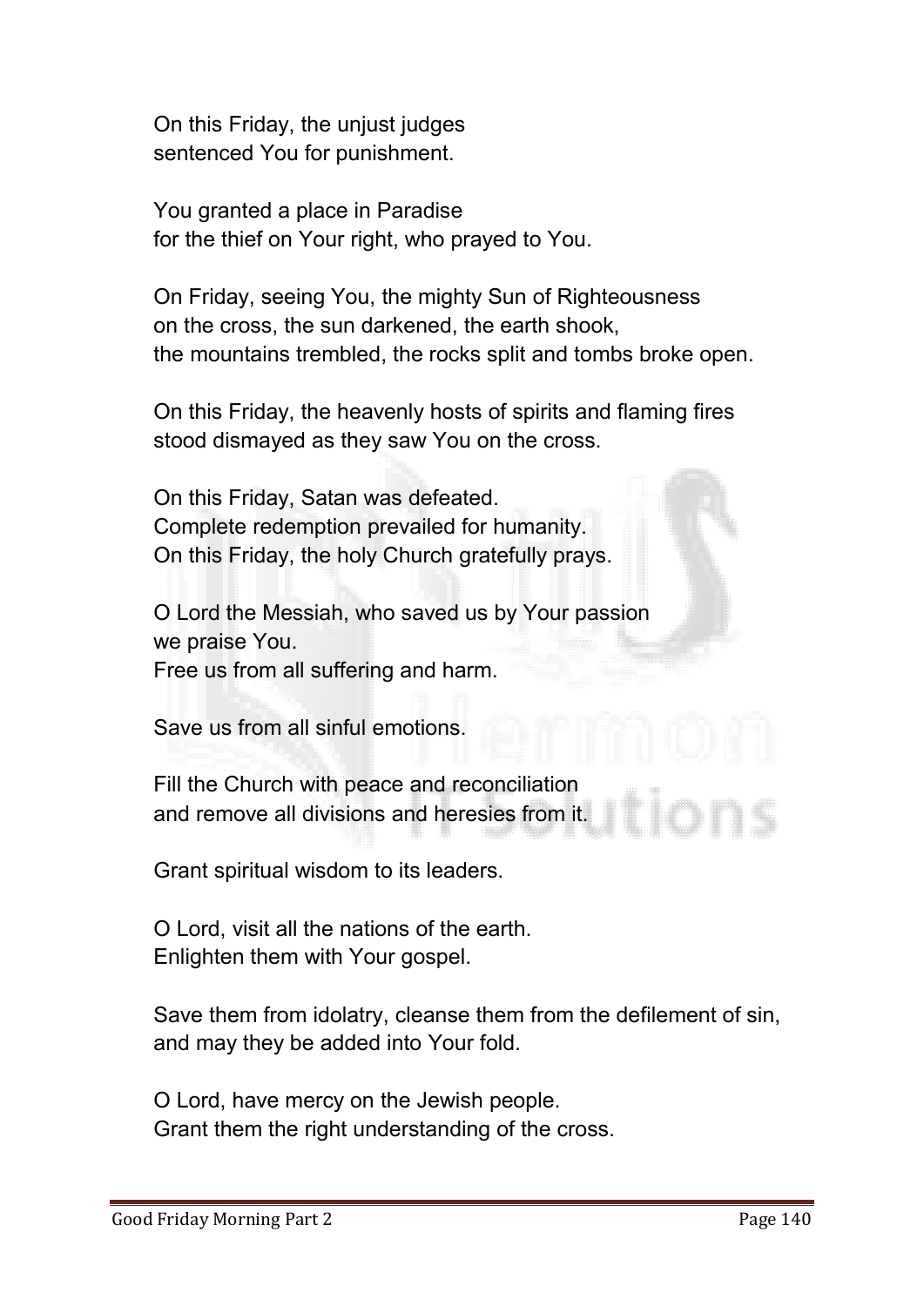On this Friday, the unjust judges
sentenced You for punishment.

You granted a place in Paradise
for the thief on Your right, who prayed to You.

On Friday, seeing You, the mighty Sun of Righteousness
on the cross, the sun darkened, the earth shook,
the mountains trembled, the rocks split and tombs broke open.

On this Friday, the heavenly hosts of spirits and flaming fires
stood dismayed as they saw You on the cross.

On this Friday, Satan was defeated.
Complete redemption prevailed for humanity.
On this Friday, the holy Church gratefully prays.

O Lord the Messiah, who saved us by Your passion
we praise You.
Free us from all suffering and harm.

Save us from all sinful emotions.

Fill the Church with peace and reconciliation
and remove all divisions and heresies from it.

Grant spiritual wisdom to its leaders.

O Lord, visit all the nations of the earth.
Enlighten them with Your gospel.

Save them from idolatry, cleanse them from the defilement of sin,
and may they be added into Your fold.

O Lord, have mercy on the Jewish people.
Grant them the right understanding of the cross.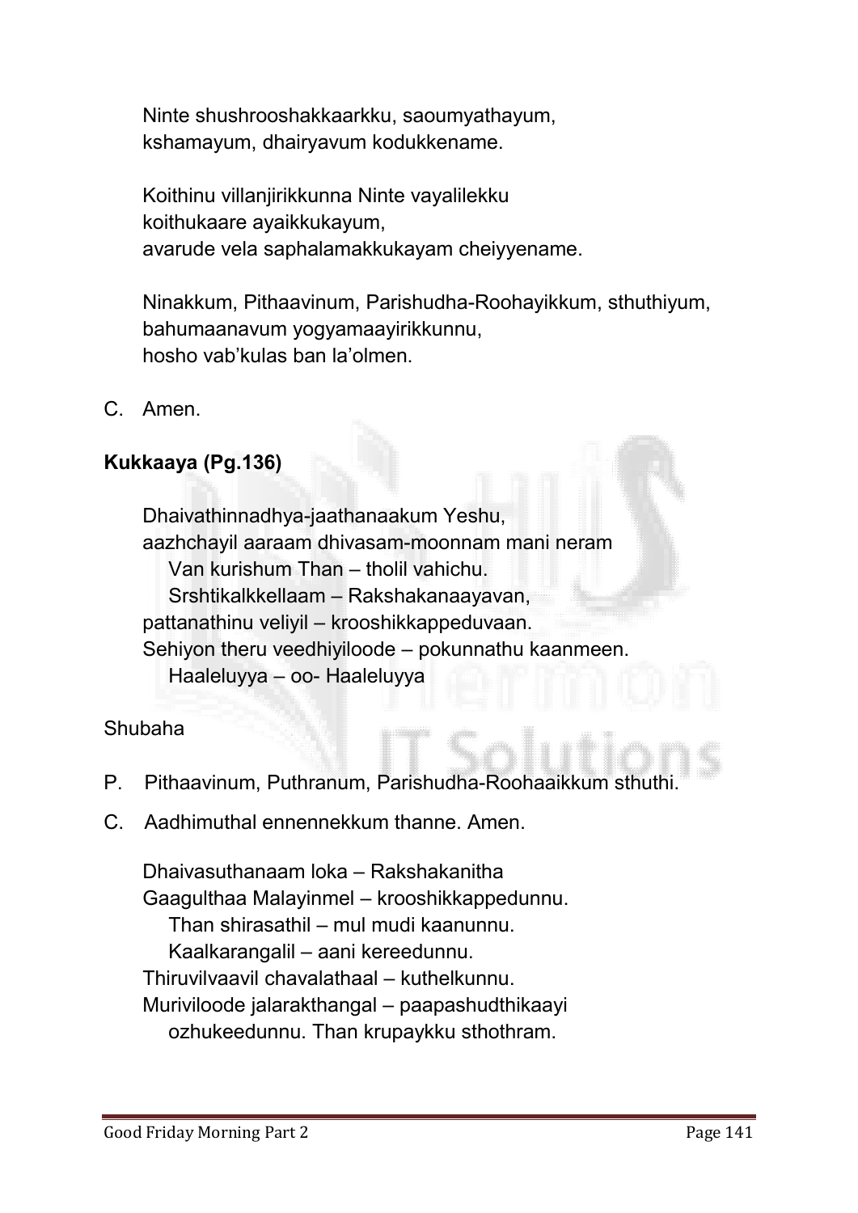Ninte shushrooshakkaarkku, saoumyathayum,
kshamayum, dhairyavum kodukkename.

Koithinu villanjirikkunna Ninte vayalilekku
koithukaare ayaikkukayum,
avarude vela saphalamakkukayam cheiyyename.

Ninakkum, Pithaavinum, Parishudha-Roohayikkum, sthuthiyum,
bahumaanavum yogyamaayirikkunnu,
hosho vab'kulas ban la'olmen.

C. Amen.

**Kukkaaya (Pg.136)**

Dhaivathinnadhya-jaathanaakum Yeshu,
aazhchayil aaraam dhivasam-moonnam mani neram
  Van kurishum Than – tholil vahichu.
  Srshtikalkkellaam – Rakshakanaayavan,
pattanathinu veliyil – krooshikkappeduvaan.
Sehiyon theru veedhiyiloode – pokunnathu kaanmeen.
  Haaleluyya – oo- Haaleluyya

Shubaha

P. Pithaavinum, Puthranum, Parishudha-Roohaaikkum sthuthi.

C. Aadhimuthal ennennekkum thanne. Amen.

Dhaivasuthanaam loka – Rakshakanitha
Gaagulthaa Malayinmel – krooshikkappedunnu.
  Than shirasathil – mul mudi kaanunnu.
  Kaalkarangalil – aani kereedunnu.
Thiruvilvaavil chavalathaal – kuthelkunnu.
Muriviloode jalarakthangal – paapashudthikaayi
  ozhukeedunnu. Than krupaykku sthothram.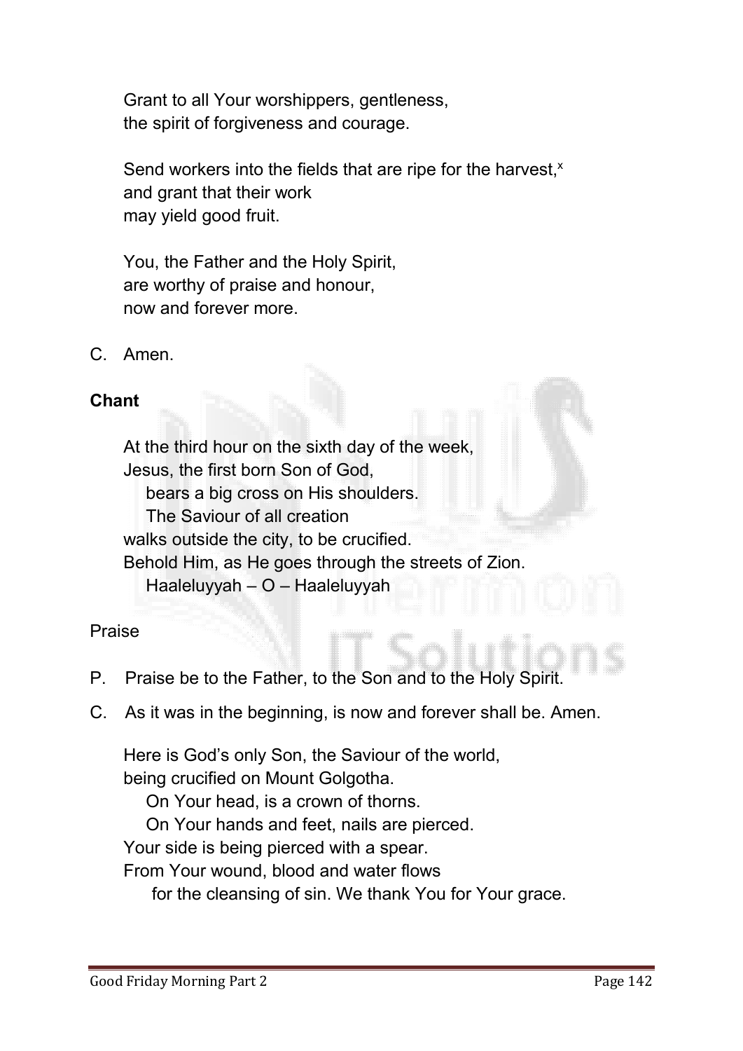Grant to all Your worshippers, gentleness,
the spirit of forgiveness and courage.

Send workers into the fields that are ripe for the harvest,[x]
and grant that their work
may yield good fruit.

You, the Father and the Holy Spirit,
are worthy of praise and honour,
now and forever more.

C. Amen.

**Chant**

At the third hour on the sixth day of the week,
Jesus, the first born Son of God,
bears a big cross on His shoulders.
The Saviour of all creation
walks outside the city, to be crucified.
Behold Him, as He goes through the streets of Zion.
Haaleluyyah – O – Haaleluyyah

Praise

P. Praise be to the Father, to the Son and to the Holy Spirit.

C. As it was in the beginning, is now and forever shall be. Amen.

Here is God's only Son, the Saviour of the world,
being crucified on Mount Golgotha.
On Your head, is a crown of thorns.
On Your hands and feet, nails are pierced.
Your side is being pierced with a spear.
From Your wound, blood and water flows
for the cleansing of sin. We thank You for Your grace.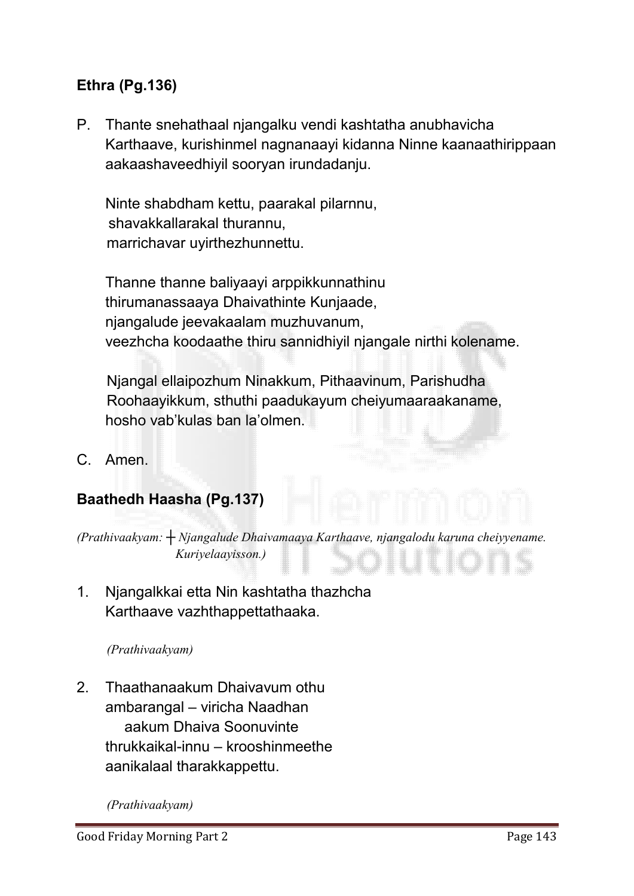**Ethra (Pg.136)**

P. Thante snehathaal njangalku vendi kashtatha anubhavicha Karthaave, kurishinmel nagnanaayi kidanna Ninne kaanaathirippaan aakaashaveedhiyil sooryan irundadanju.

Ninte shabdham kettu, paarakal pilarnnu,
shavakkallarakal thurannu,
marrichavar uyirthezhunnettu.

Thanne thanne baliyaayi arppikkunnathinu
thirumanassaaya Dhaivathinte Kunjaade,
njangalude jeevakaalam muzhuvanum,
veezhcha koodaathe thiru sannidhiyil njangale nirthi kolename.

Njangal ellaipozhum Ninakkum, Pithaavinum, Parishudha Roohaayikkum, sthuthi paadukayum cheiyumaaraakaname, hosho vab'kulas ban la'olmen.

C. Amen.

**Baathedh Haasha (Pg.137)**

*(Prathivaakyam: ┼ Njangalude Dhaivamaaya Karthaave, njangalodu karuna cheiyyename. Kuriyelaayisson.)*

1. Njangalkkai etta Nin kashtatha thazhcha
   Karthaave vazhthappettathaaka.

   *(Prathivaakyam)*

2. Thaathanaakum Dhaivavum othu
   ambarangal – viricha Naadhan
   aakum Dhaiva Soonuvinte
   thrukkaikal-innu – krooshinmeethe
   aanikalaal tharakkappettu.

   *(Prathivaakyam)*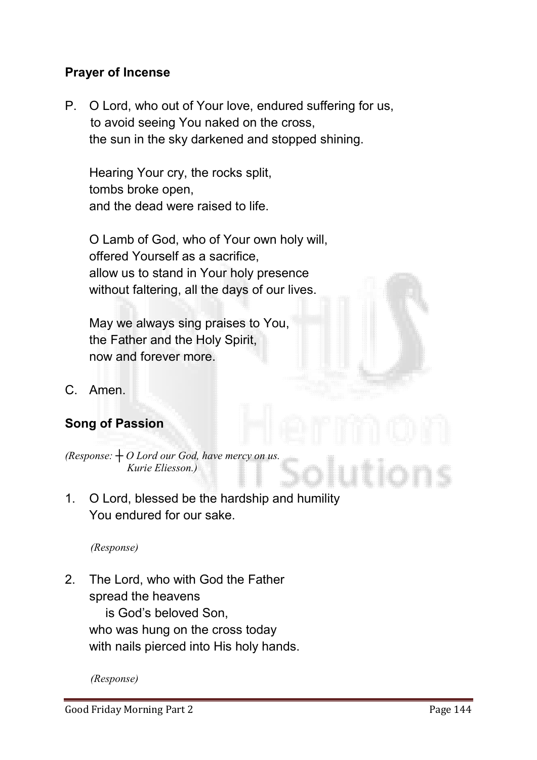**Prayer of Incense**

P. O Lord, who out of Your love, endured suffering for us,
to avoid seeing You naked on the cross,
the sun in the sky darkened and stopped shining.

Hearing Your cry, the rocks split,
tombs broke open,
and the dead were raised to life.

O Lamb of God, who of Your own holy will,
offered Yourself as a sacrifice,
allow us to stand in Your holy presence
without faltering, all the days of our lives.

May we always sing praises to You,
the Father and the Holy Spirit,
now and forever more.

C. Amen.

**Song of Passion**

*(Response: ┼ O Lord our God, have mercy on us.
Kurie Eliesson.)*

1. O Lord, blessed be the hardship and humility
You endured for our sake.

*(Response)*

2. The Lord, who with God the Father
spread the heavens
is God's beloved Son,
who was hung on the cross today
with nails pierced into His holy hands.

*(Response)*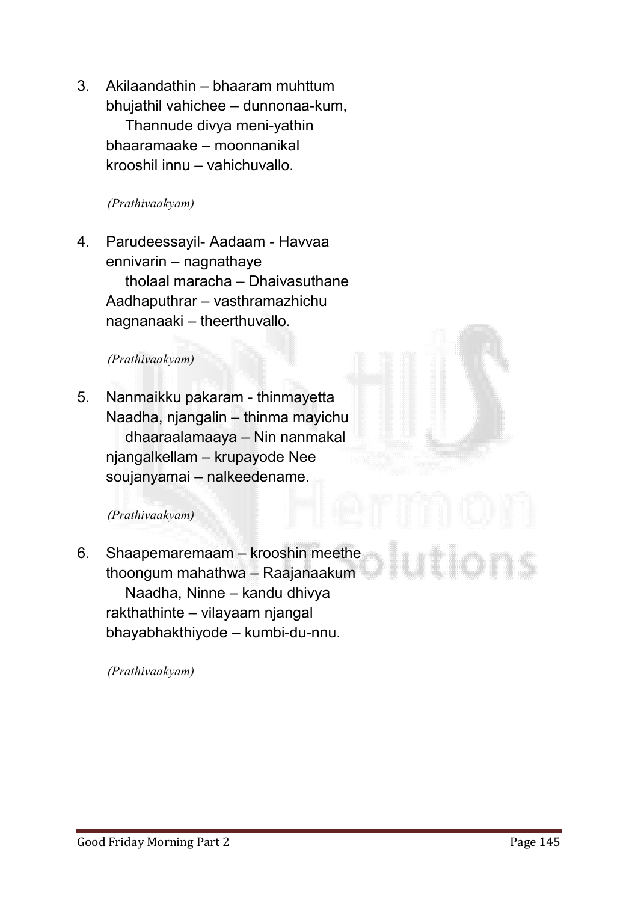3. Akilaandathin – bhaaram muhttum
   bhujathil vahichee – dunnonaa-kum,
      Thannude divya meni-yathin
   bhaaramaake – moonnanikal
   krooshil innu – vahichuvallo.

   *(Prathivaakyam)*

4. Parudeessayil- Aadaam - Havvaa
   ennivarin – nagnathaye
      tholaal maracha – Dhaivasuthane
   Aadhaputhrar – vasthramazhichu
   nagnanaaki – theerthuvallo.

   *(Prathivaakyam)*

5. Nanmaikku pakaram - thinmayetta
   Naadha, njangalin – thinma mayichu
      dhaaraalamaaya – Nin nanmakal
   njangalkellam – krupayode Nee
   soujanyamai – nalkeedename.

   *(Prathivaakyam)*

6. Shaapemaremaam – krooshin meethe
   thoongum mahathwa – Raajanaakum
      Naadha, Ninne – kandu dhivya
   rakthathinte – vilayaam njangal
   bhayabhakthiyode – kumbi-du-nnu.

   *(Prathivaakyam)*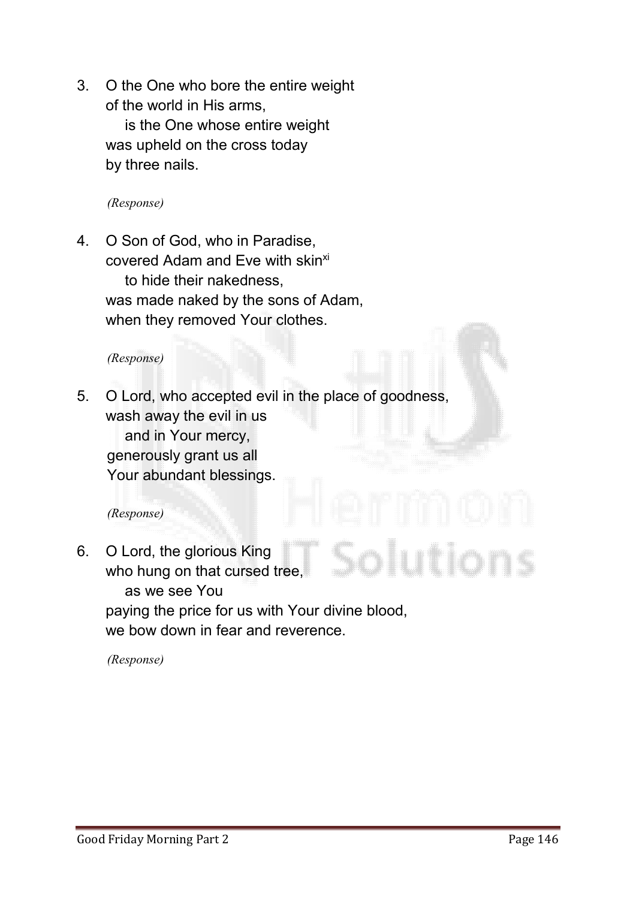3. O the One who bore the entire weight
   of the world in His arms,
      is the One whose entire weight
   was upheld on the cross today
   by three nails.

   *(Response)*

4. O Son of God, who in Paradise,
   covered Adam and Eve with skin[xi]
      to hide their nakedness,
   was made naked by the sons of Adam,
   when they removed Your clothes.

   *(Response)*

5. O Lord, who accepted evil in the place of goodness,
   wash away the evil in us
      and in Your mercy,
   generously grant us all
   Your abundant blessings.

   *(Response)*

6. O Lord, the glorious King
   who hung on that cursed tree,
      as we see You
   paying the price for us with Your divine blood,
   we bow down in fear and reverence.

   *(Response)*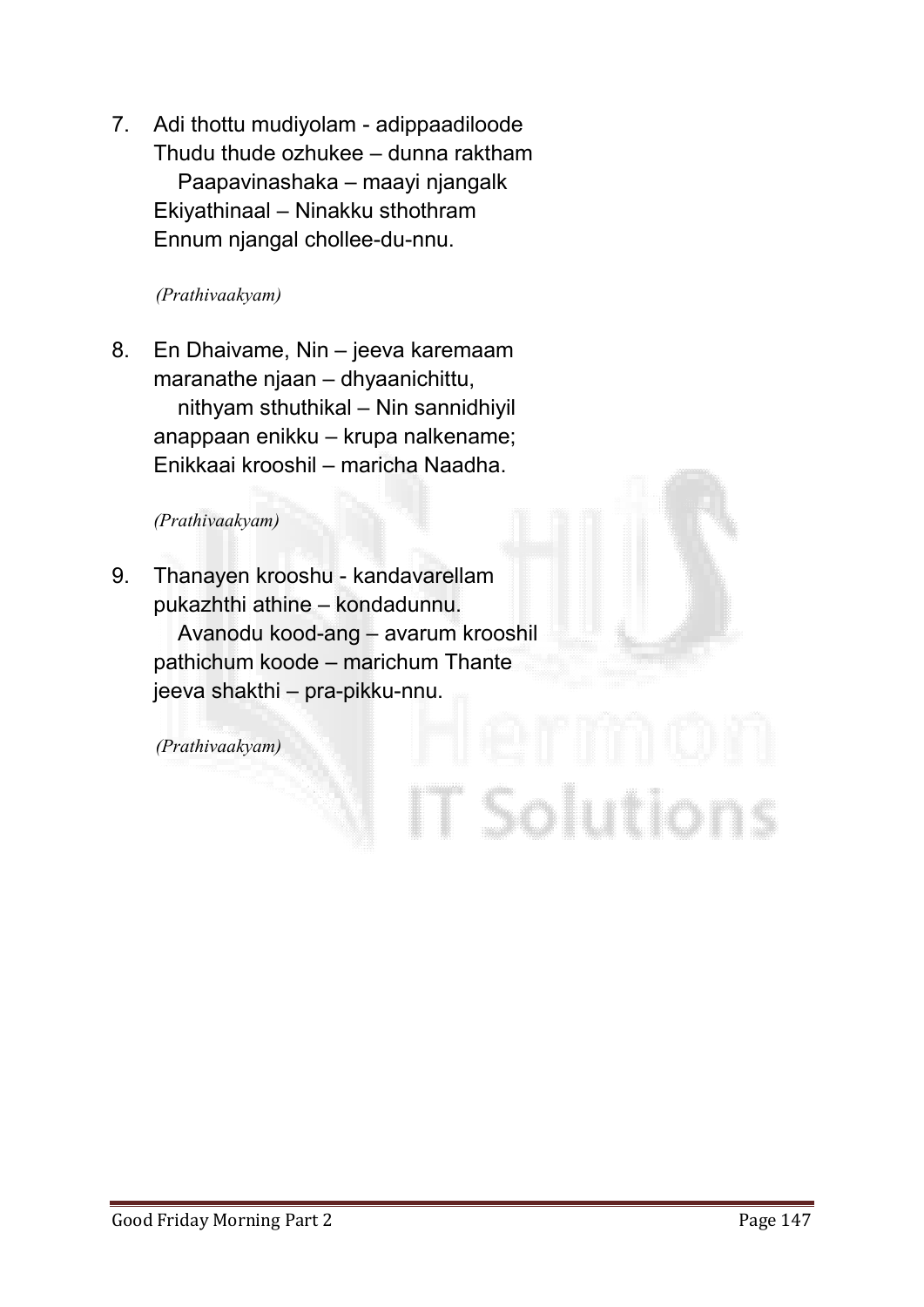7. Adi thottu mudiyolam - adippaadiloode
   Thudu thude ozhukee – dunna raktham
      Paapavinashaka – maayi njangalk
   Ekiyathinaal – Ninakku sthothram
   Ennum njangal chollee-du-nnu.

   *(Prathivaakyam)*

8. En Dhaivame, Nin – jeeva karemaam
   maranathe njaan – dhyaanichittu,
      nithyam sthuthikal – Nin sannidhiyil
   anappaan enikku – krupa nalkename;
   Enikkaai krooshil – maricha Naadha.

   *(Prathivaakyam)*

9. Thanayen krooshu - kandavarellam
   pukazhthi athine – kondadunnu.
      Avanodu kood-ang – avarum krooshil
   pathichum koode – marichum Thante
   jeeva shakthi – pra-pikku-nnu.

   *(Prathivaakyam)*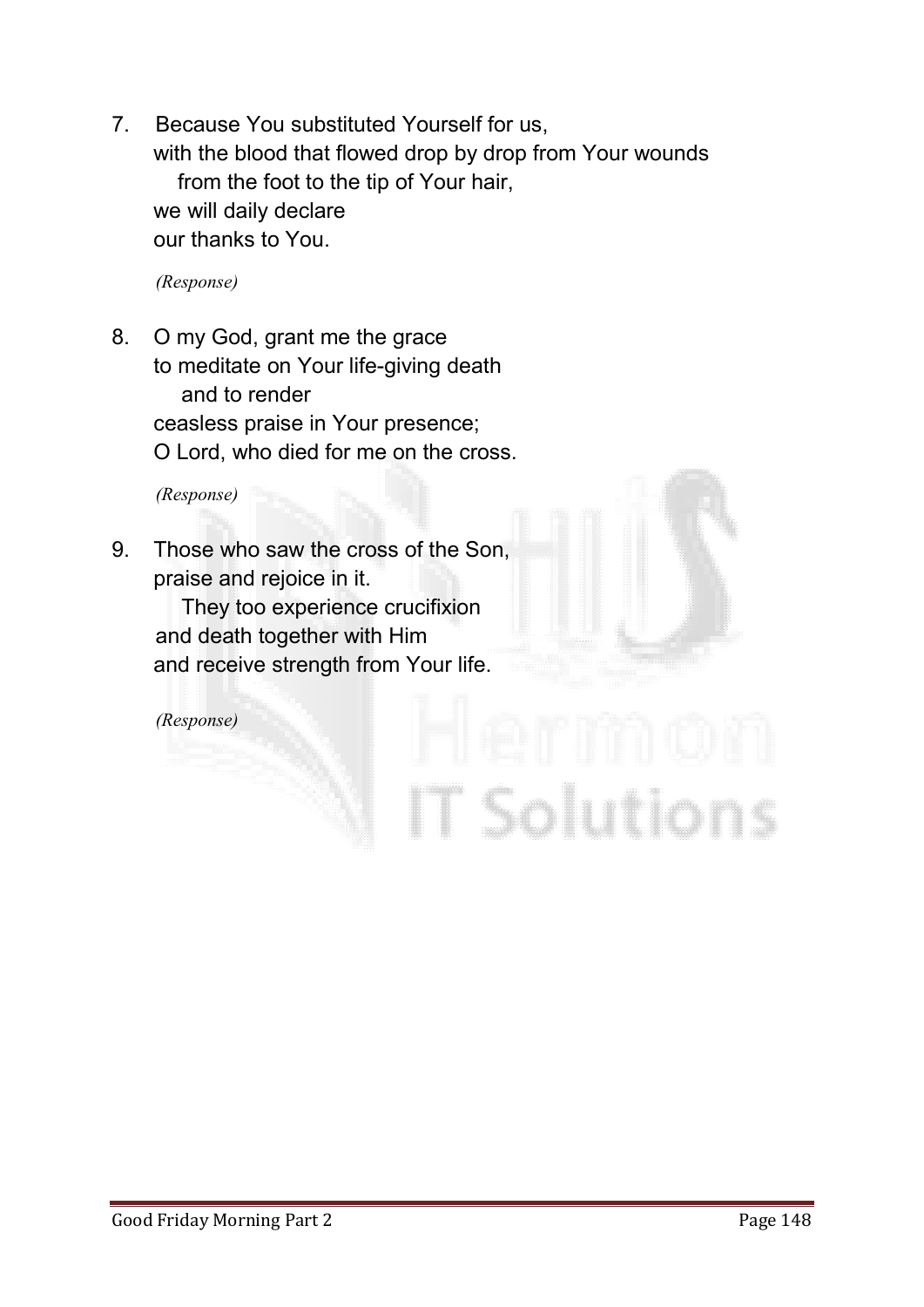7. Because You substituted Yourself for us,
   with the blood that flowed drop by drop from Your wounds
   from the foot to the tip of Your hair,
   we will daily declare
   our thanks to You.

   *(Response)*

8. O my God, grant me the grace
   to meditate on Your life-giving death
   and to render
   ceaseless praise in Your presence;
   O Lord, who died for me on the cross.

   *(Response)*

9. Those who saw the cross of the Son,
   praise and rejoice in it.
   They too experience crucifixion
   and death together with Him
   and receive strength from Your life.

   *(Response)*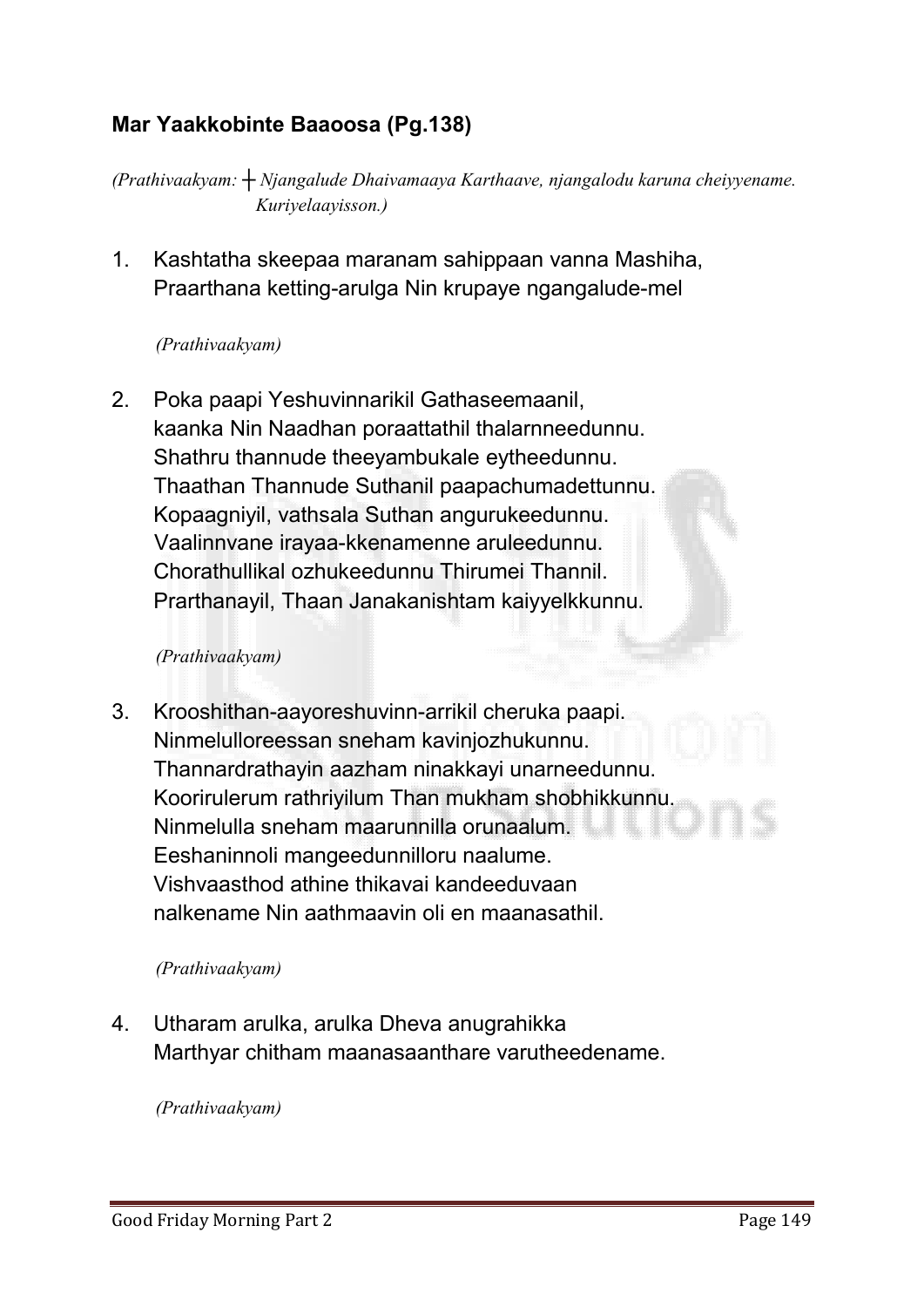## **Mar Yaakkobinte Baaoosa (Pg.138)**

*(Prathivaakyam: ┼ Njangalude Dhaivamaaya Karthaave, njangalodu karuna cheiyyename. Kuriyelaayisson.)*

1. Kashtatha skeepaa maranam sahippaan vanna Mashiha,
   Praarthana ketting-arulga Nin krupaye ngangalude-mel

   *(Prathivaakyam)*

2. Poka paapi Yeshuvinnarikil Gathaseemaanil,
   kaanka Nin Naadhan poraattathil thalarnneedunnu.
   Shathru thannude theeyambukale eytheedunnu.
   Thaathan Thannude Suthanil paapachumadettunnu.
   Kopaagniyil, vathsala Suthan angurukeedunnu.
   Vaalinnvane irayaa-kkenamenne aruleedunnu.
   Chorathullikal ozhukeedunnu Thirumei Thannil.
   Prarthanayil, Thaan Janakanishtam kaiyyelkkunnu.

   *(Prathivaakyam)*

3. Krooshithan-aayoreshuvinn-arrikil cheruka paapi.
   Ninmelulloreessan sneham kavinjozhukunnu.
   Thannardrathayin aazham ninakkayi unarneedunnu.
   Koorirulerum rathriyilum Than mukham shobhikkunnu.
   Ninmelulla sneham maarunnilla orunaalum.
   Eeshaninnoli mangeedunnilloru naalume.
   Vishvaasthod athine thikavai kandeeduvaan
   nalkename Nin aathmaavin oli en maanasathil.

   *(Prathivaakyam)*

4. Utharam arulka, arulka Dheva anugrahikka
   Marthyar chitham maanasaanthare varutheedename.

   *(Prathivaakyam)*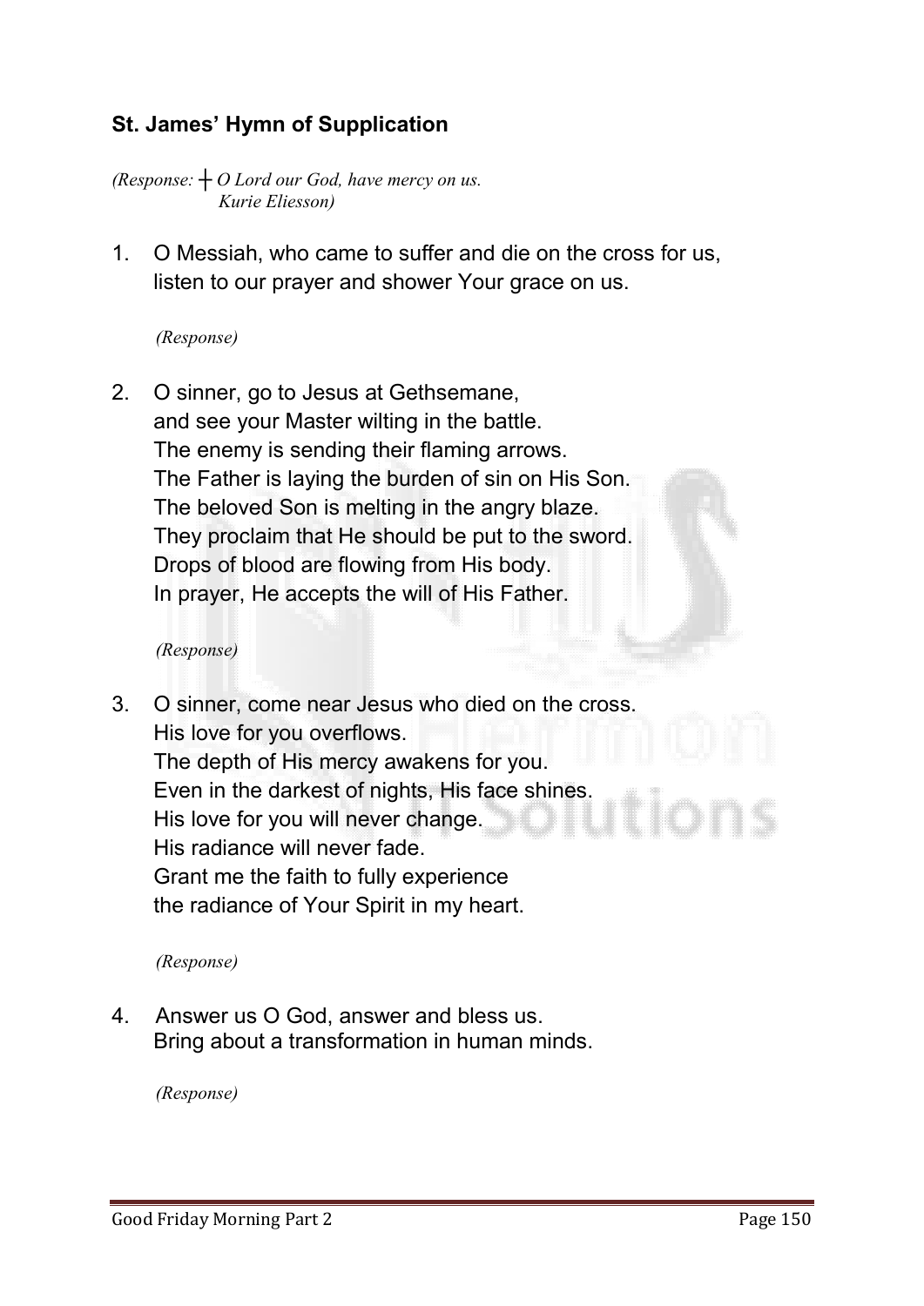### St. James' Hymn of Supplication

*(Response: ┼ O Lord our God, have mercy on us.*
*Kurie Eliesson)*

1. O Messiah, who came to suffer and die on the cross for us,
   listen to our prayer and shower Your grace on us.

   *(Response)*

2. O sinner, go to Jesus at Gethsemane,
   and see your Master wilting in the battle.
   The enemy is sending their flaming arrows.
   The Father is laying the burden of sin on His Son.
   The beloved Son is melting in the angry blaze.
   They proclaim that He should be put to the sword.
   Drops of blood are flowing from His body.
   In prayer, He accepts the will of His Father.

   *(Response)*

3. O sinner, come near Jesus who died on the cross.
   His love for you overflows.
   The depth of His mercy awakens for you.
   Even in the darkest of nights, His face shines.
   His love for you will never change.
   His radiance will never fade.
   Grant me the faith to fully experience
   the radiance of Your Spirit in my heart.

   *(Response)*

4. Answer us O God, answer and bless us.
   Bring about a transformation in human minds.

   *(Response)*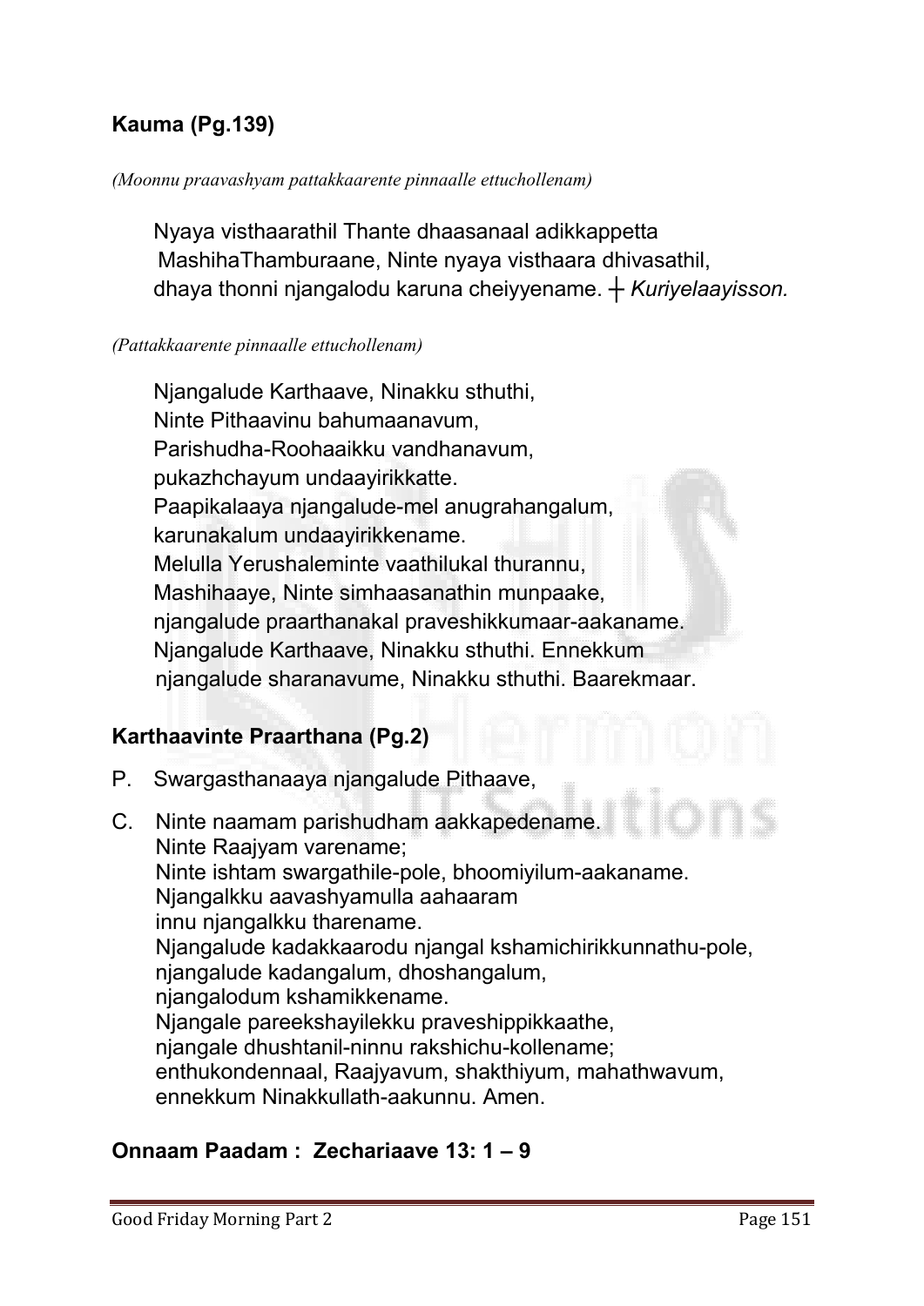**Kauma (Pg.139)**

*(Moonnu praavashyam pattakkaarente pinnaalle ettuchollenam)*

Nyaya visthaarathil Thante dhaasanaal adikkappetta MashihaThamburaane, Ninte nyaya visthaara dhivasathil, dhaya thonni njangalodu karuna cheiyyename. ┼ *Kuriyelaayisson.*

*(Pattakkaarente pinnaalle ettuchollenam)*

Njangalude Karthaave, Ninakku sthuthi,
Ninte Pithaavinu bahumaanavum,
Parishudha-Roohaaikku vandhanavum,
pukazhchayum undaayirikkatte.
Paapikalaaya njangalude-mel anugrahangalum,
karunakalum undaayirikkename.
Melulla Yerushaleminte vaathilukal thurannu,
Mashihaaye, Ninte simhaasanathin munpaake,
njangalude praarthanakal praveshikkumaar-aakaname.
Njangalude Karthaave, Ninakku sthuthi. Ennekkum
njangalude sharanavume, Ninakku sthuthi. Baarekmaar.

**Karthaavinte Praarthana (Pg.2)**

P. Swargasthanaaya njangalude Pithaave,

C. Ninte naamam parishudham aakkapedename.
Ninte Raajyam varename;
Ninte ishtam swargathile-pole, bhoomiyilum-aakaname.
Njangalkku aavashyamulla aahaaram
innu njangalkku tharename.
Njangalude kadakkaarodu njangal kshamichirikkunnathu-pole,
njangalude kadangalum, dhoshangalum,
njangalodum kshamikkename.
Njangale pareekshayilekku praveshippikkaathe,
njangale dhushtanil-ninnu rakshichu-kollename;
enthukondennaal, Raajyavum, shakthiyum, mahathwavum,
ennekkum Ninakkullath-aakunnu. Amen.

**Onnaam Paadam : Zechariaave 13: 1 – 9**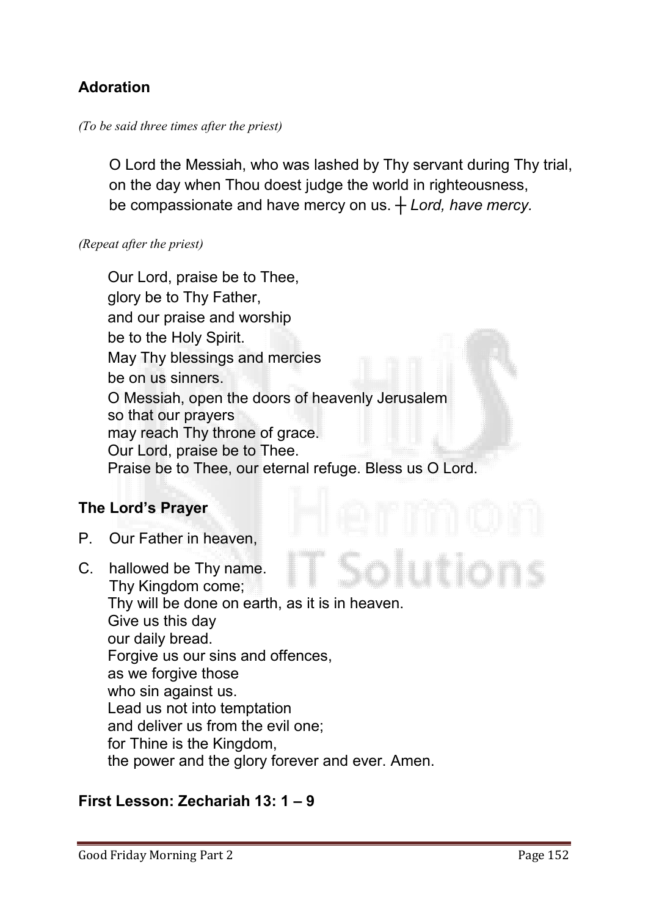## Adoration

*(To be said three times after the priest)*

O Lord the Messiah, who was lashed by Thy servant during Thy trial,
on the day when Thou doest judge the world in righteousness,
be compassionate and have mercy on us. ┼ *Lord, have mercy.*

*(Repeat after the priest)*

Our Lord, praise be to Thee,
glory be to Thy Father,
and our praise and worship
be to the Holy Spirit.
May Thy blessings and mercies
be on us sinners.
O Messiah, open the doors of heavenly Jerusalem
so that our prayers
may reach Thy throne of grace.
Our Lord, praise be to Thee.
Praise be to Thee, our eternal refuge. Bless us O Lord.

## The Lord's Prayer

P. Our Father in heaven,

C. hallowed be Thy name.
Thy Kingdom come;
Thy will be done on earth, as it is in heaven.
Give us this day
our daily bread.
Forgive us our sins and offences,
as we forgive those
who sin against us.
Lead us not into temptation
and deliver us from the evil one;
for Thine is the Kingdom,
the power and the glory forever and ever. Amen.

## First Lesson: Zechariah 13: 1 – 9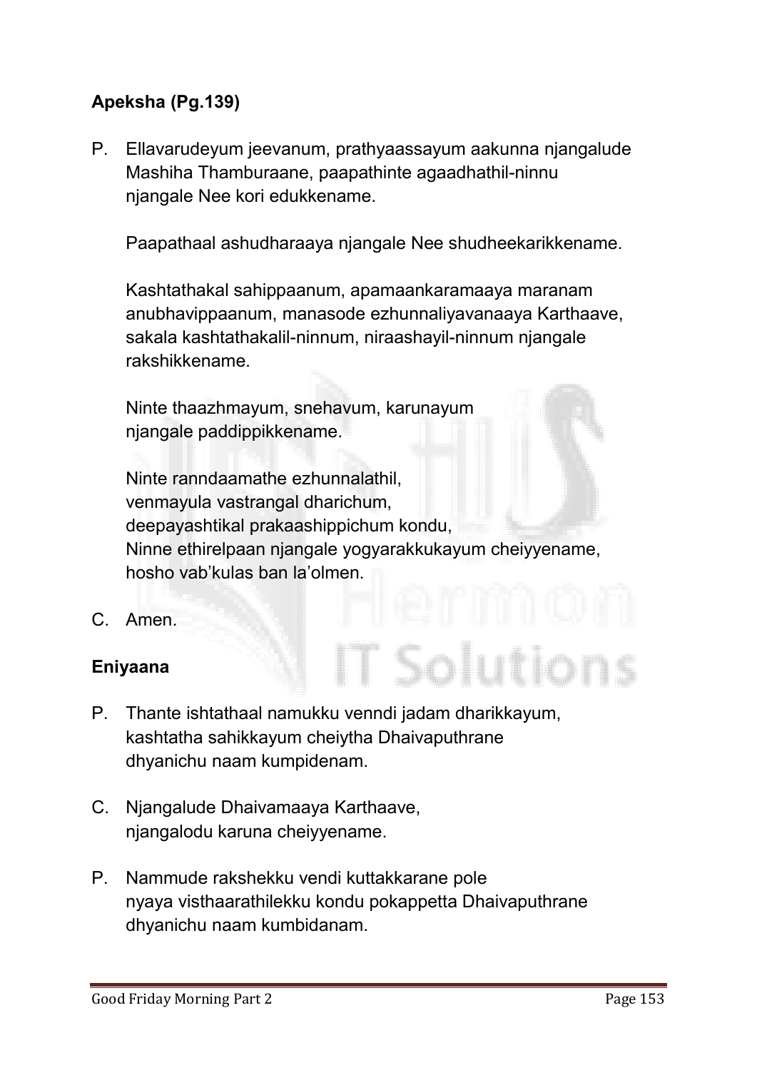**Apeksha (Pg.139)**

P. Ellavarudeyum jeevanum, prathyaassayum aakunna njangalude Mashiha Thamburaane, paapathinte agaadhathil-ninnu njangale Nee kori edukkename.

Paapathaal ashudharaaya njangale Nee shudheekarikkename.

Kashtathakal sahippaanum, apamaankaramaaya maranam anubhavippaanum, manasode ezhunnaliyavanaaya Karthaave, sakala kashtathakalil-ninnum, niraashayil-ninnum njangale rakshikkename.

Ninte thaazhmayum, snehavum, karunayum njangale paddippikkename.

Ninte ranndaamathe ezhunnalathil,
venmayula vastrangal dharichum,
deepayashtikal prakaashippichum kondu,
Ninne ethirelpaan njangale yogyarakkukayum cheiyyename,
hosho vab'kulas ban la'olmen.

C. Amen.

**Eniyaana**

P. Thante ishtathaal namukku venndi jadam dharikkayum, kashtatha sahikkayum cheiytha Dhaivaputhrane dhyanichu naam kumpidenam.

C. Njangalude Dhaivamaaya Karthaave, njangalodu karuna cheiyyename.

P. Nammude rakshekku vendi kuttakkarane pole nyaya visthaarathilekku kondu pokappetta Dhaivaputhrane dhyanichu naam kumbidanam.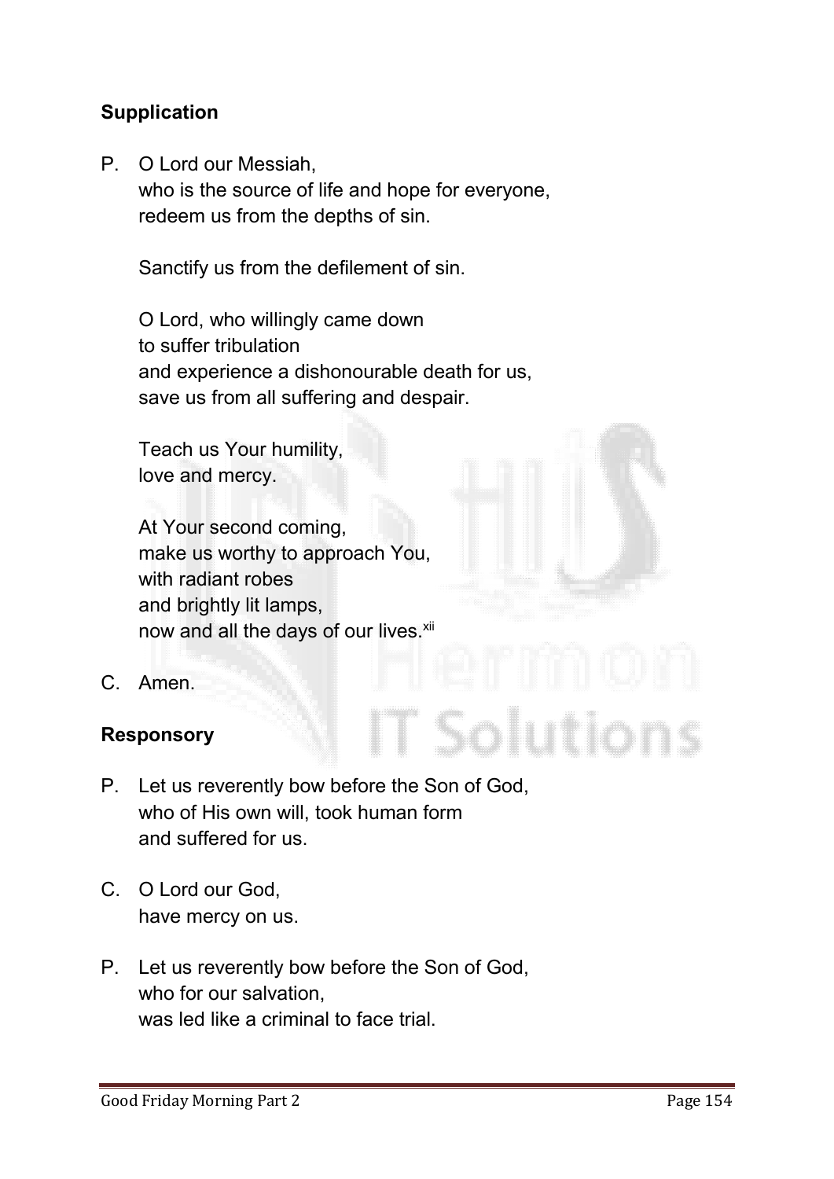## Supplication

P. O Lord our Messiah,
who is the source of life and hope for everyone,
redeem us from the depths of sin.

Sanctify us from the defilement of sin.

O Lord, who willingly came down
to suffer tribulation
and experience a dishonourable death for us,
save us from all suffering and despair.

Teach us Your humility,
love and mercy.

At Your second coming,
make us worthy to approach You,
with radiant robes
and brightly lit lamps,
now and all the days of our lives.[xii]

C. Amen.

## Responsory

P. Let us reverently bow before the Son of God,
who of His own will, took human form
and suffered for us.

C. O Lord our God,
have mercy on us.

P. Let us reverently bow before the Son of God,
who for our salvation,
was led like a criminal to face trial.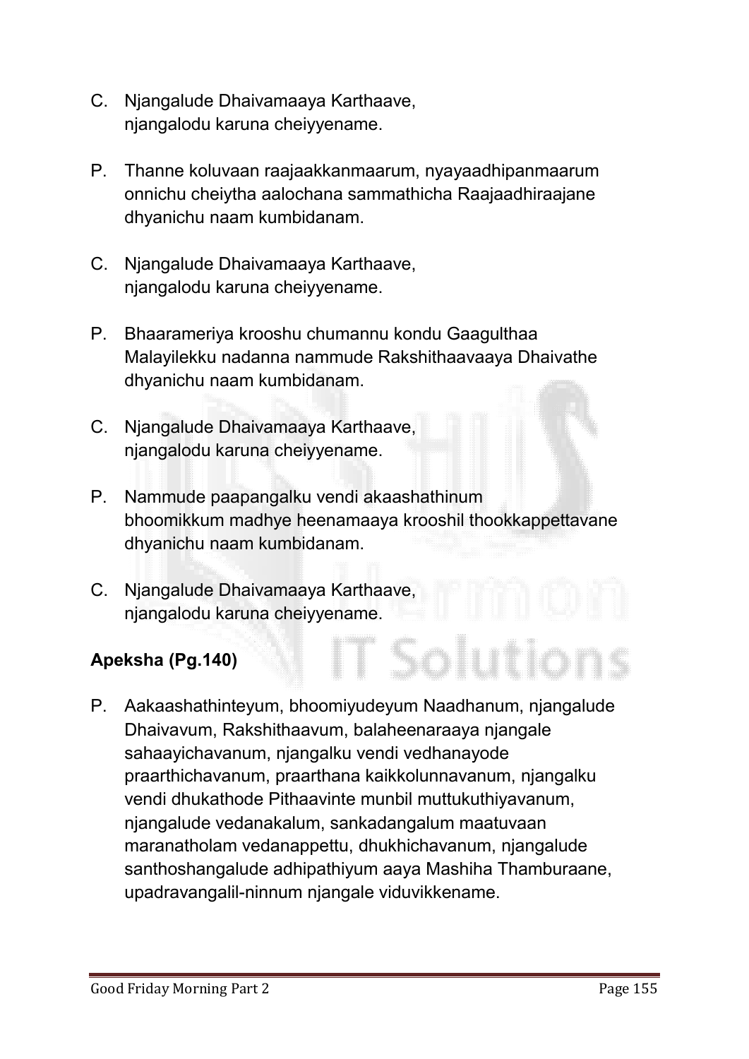C. Njangalude Dhaivamaaya Karthaave,
njangalodu karuna cheiyyename.

P. Thanne koluvaan raajaakkanmaarum, nyayaadhipanmaarum onnichu cheiytha aalochana sammathicha Raajaadhiraajane dhyanichu naam kumbidanam.

C. Njangalude Dhaivamaaya Karthaave,
njangalodu karuna cheiyyename.

P. Bhaarameriya krooshu chumannu kondu Gaagulthaa Malayilekku nadanna nammude Rakshithaavaaya Dhaivathe dhyanichu naam kumbidanam.

C. Njangalude Dhaivamaaya Karthaave,
njangalodu karuna cheiyyename.

P. Nammude paapangalku vendi akaashathinum bhoomikkum madhye heenamaaya krooshil thookkappettavane dhyanichu naam kumbidanam.

C. Njangalude Dhaivamaaya Karthaave,
njangalodu karuna cheiyyename.

**Apeksha (Pg.140)**

P. Aakaashathinteyum, bhoomiyudeyum Naadhanum, njangalude Dhaivavum, Rakshithaavum, balaheenaraaya njangale sahaayichavanum, njangalku vendi vedhanayode praarthichavanum, praarthana kaikkolunnavanum, njangalku vendi dhukathode Pithaavinte munbil muttukuthiyavanum, njangalude vedanakalum, sankadangalum maatuvaan maranatholam vedanappettu, dhukhichavanum, njangalude santhoshangalude adhipathiyum aaya Mashiha Thamburaane, upadravangalil-ninnum njangale viduvikkename.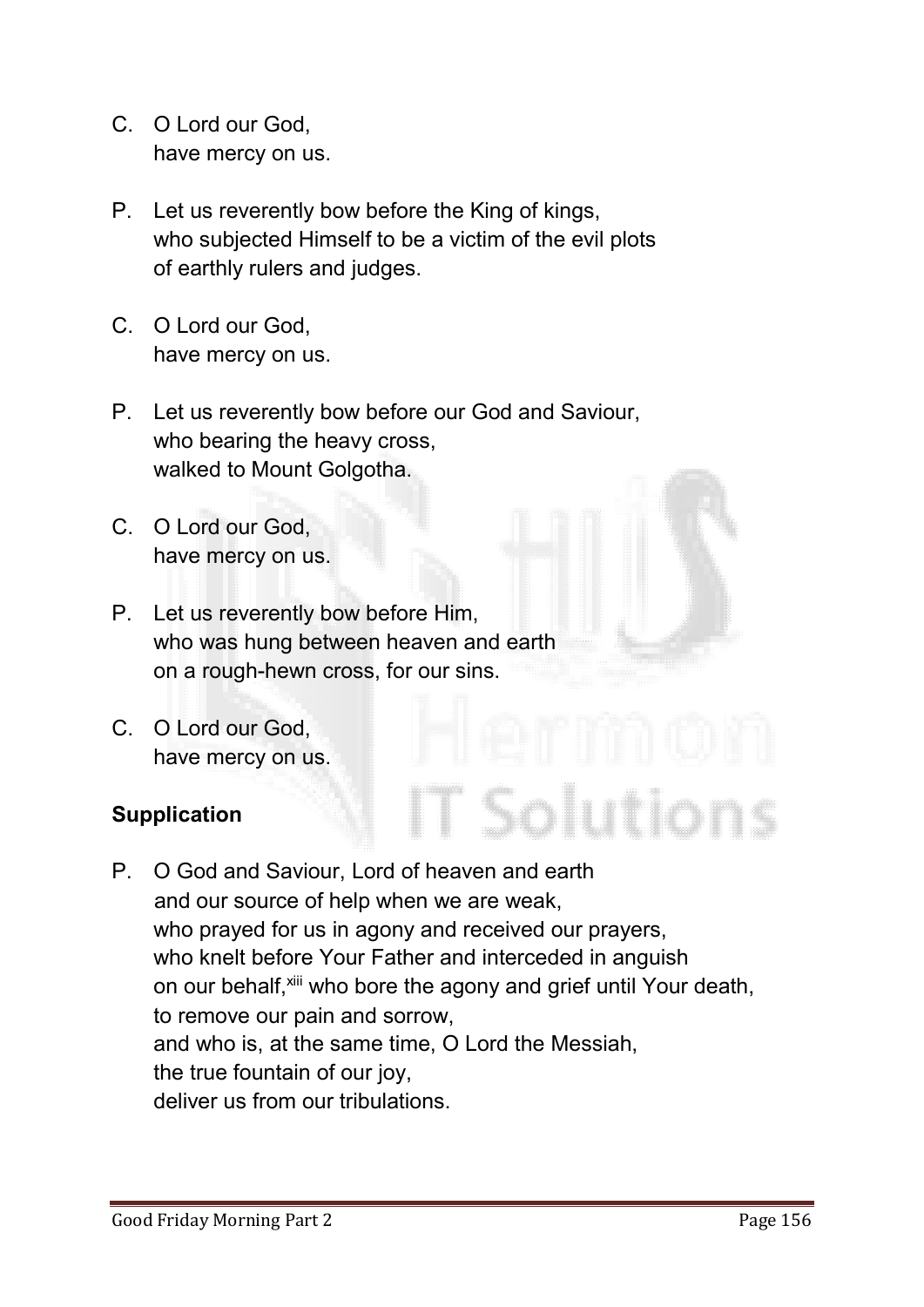C. O Lord our God,
have mercy on us.

P. Let us reverently bow before the King of kings,
who subjected Himself to be a victim of the evil plots
of earthly rulers and judges.

C. O Lord our God,
have mercy on us.

P. Let us reverently bow before our God and Saviour,
who bearing the heavy cross,
walked to Mount Golgotha.

C. O Lord our God,
have mercy on us.

P. Let us reverently bow before Him,
who was hung between heaven and earth
on a rough-hewn cross, for our sins.

C. O Lord our God,
have mercy on us.

**Supplication**

P. O God and Saviour, Lord of heaven and earth
and our source of help when we are weak,
who prayed for us in agony and received our prayers,
who knelt before Your Father and interceded in anguish
on our behalf,[xiii] who bore the agony and grief until Your death,
to remove our pain and sorrow,
and who is, at the same time, O Lord the Messiah,
the true fountain of our joy,
deliver us from our tribulations.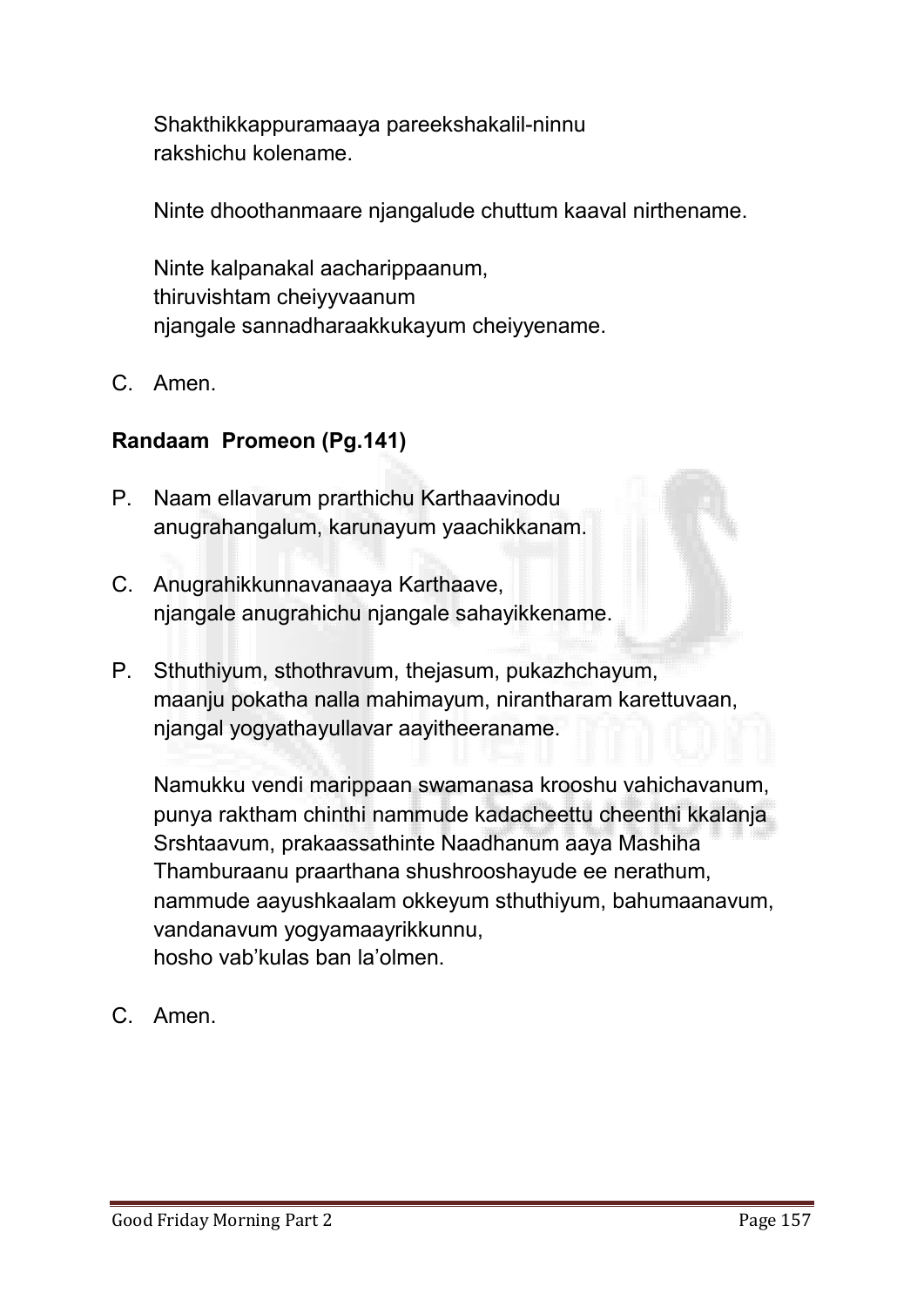Shakthikkappuramaaya pareekshakalil-ninnu
rakshichu kolename.

Ninte dhoothanmaare njangalude chuttum kaaval nirthename.

Ninte kalpanakal aacharippaanum,
thiruvishtam cheiyyvaanum
njangale sannadharaakkukayum cheiyyename.

C. Amen.

**Randaam Promeon (Pg.141)**

P. Naam ellavarum prarthichu Karthaavinodu
anugrahangalum, karunayum yaachikkanam.

C. Anugrahikkunnavanaaya Karthaave,
njangale anugrahichu njangale sahayikkename.

P. Sthuthiyum, sthothravum, thejasum, pukazhchayum,
maanju pokatha nalla mahimayum, nirantharam karettuvaan,
njangal yogyathayullavar aayitheeraname.

Namukku vendi marippaan swamanasa krooshu vahichavanum,
punya raktham chinthi nammude kadacheettu cheenthi kkalanja
Srshtaavum, prakaassathinte Naadhanum aaya Mashiha
Thamburaanu praarthana shushrooshayude ee nerathum,
nammude aayushkaalam okkeyum sthuthiyum, bahumaanavum,
vandanavum yogyamaayrikkunnu,
hosho vab'kulas ban la'olmen.

C. Amen.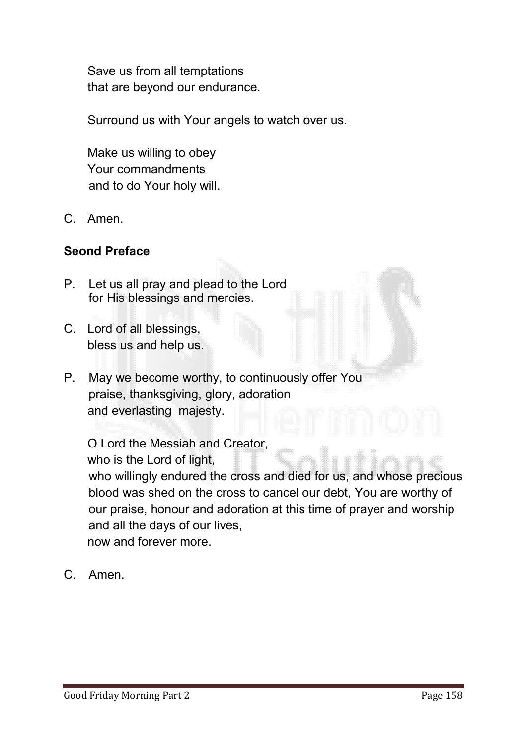Save us from all temptations
that are beyond our endurance.

Surround us with Your angels to watch over us.

Make us willing to obey
Your commandments
and to do Your holy will.

C. Amen.

**Seond Preface**

P. Let us all pray and plead to the Lord
for His blessings and mercies.

C. Lord of all blessings,
bless us and help us.

P. May we become worthy, to continuously offer You
praise, thanksgiving, glory, adoration
and everlasting majesty.

O Lord the Messiah and Creator,
who is the Lord of light,
who willingly endured the cross and died for us, and whose precious blood was shed on the cross to cancel our debt, You are worthy of our praise, honour and adoration at this time of prayer and worship and all the days of our lives,
now and forever more.

C. Amen.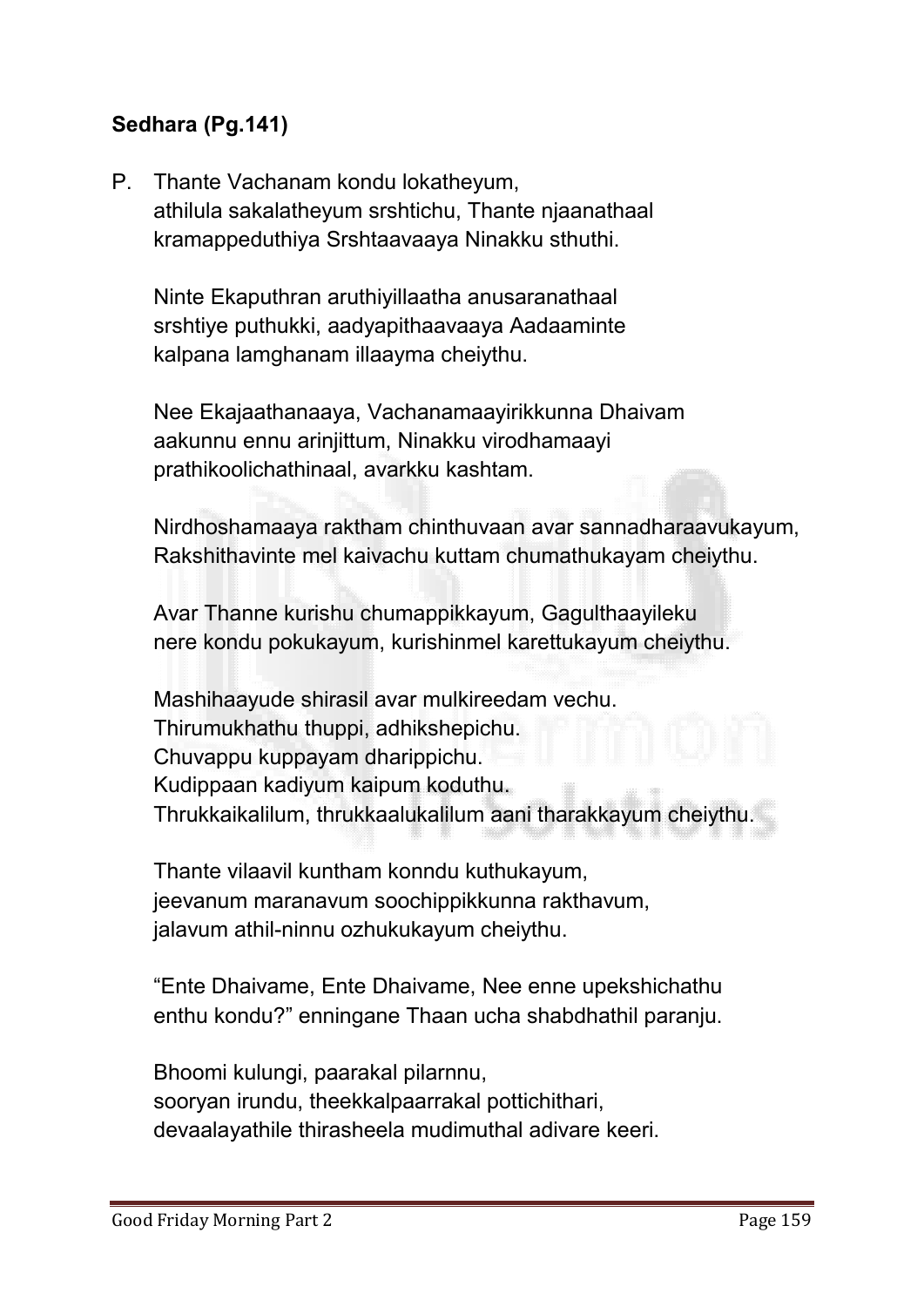**Sedhara (Pg.141)**

P. Thante Vachanam kondu lokatheyum,
athilula sakalatheyum srshtichu, Thante njaanathaal
kramappeduthiya Srshtaavaaya Ninakku sthuthi.

Ninte Ekaputhran aruthiyillaatha anusaranathaal
srshtiye puthukki, aadyapithaavaaya Aadaaminte
kalpana lamghanam illaayma cheiythu.

Nee Ekajaathanaaya, Vachanamaayirikkunna Dhaivam
aakunnu ennu arinjittum, Ninakku virodhamaayi
prathikoolichathinaal, avarkku kashtam.

Nirdhoshamaaya raktham chinthuvaan avar sannadharaavukayum,
Rakshithavinte mel kaivachu kuttam chumathukayam cheiythu.

Avar Thanne kurishu chumappikkayum, Gagulthaayileku
nere kondu pokukayum, kurishinmel karettukayum cheiythu.

Mashihaayude shirasil avar mulkireedam vechu.
Thirumukhathu thuppi, adhikshepichu.
Chuvappu kuppayam dharippichu.
Kudippaan kadiyum kaipum koduthu.
Thrukkaikalilum, thrukkaalukalilum aani tharakkayum cheiythu.

Thante vilaavil kuntham konndu kuthukayum,
jeevanum maranavum soochippikkunna rakthavum,
jalavum athil-ninnu ozhukukayum cheiythu.

“Ente Dhaivame, Ente Dhaivame, Nee enne upekshichathu
enthu kondu?” enningane Thaan ucha shabdhathil paranju.

Bhoomi kulungi, paarakal pilarnnu,
sooryan irundu, theekkalpaarrakal pottichithari,
devaalayathile thirasheela mudimuthal adivare keeri.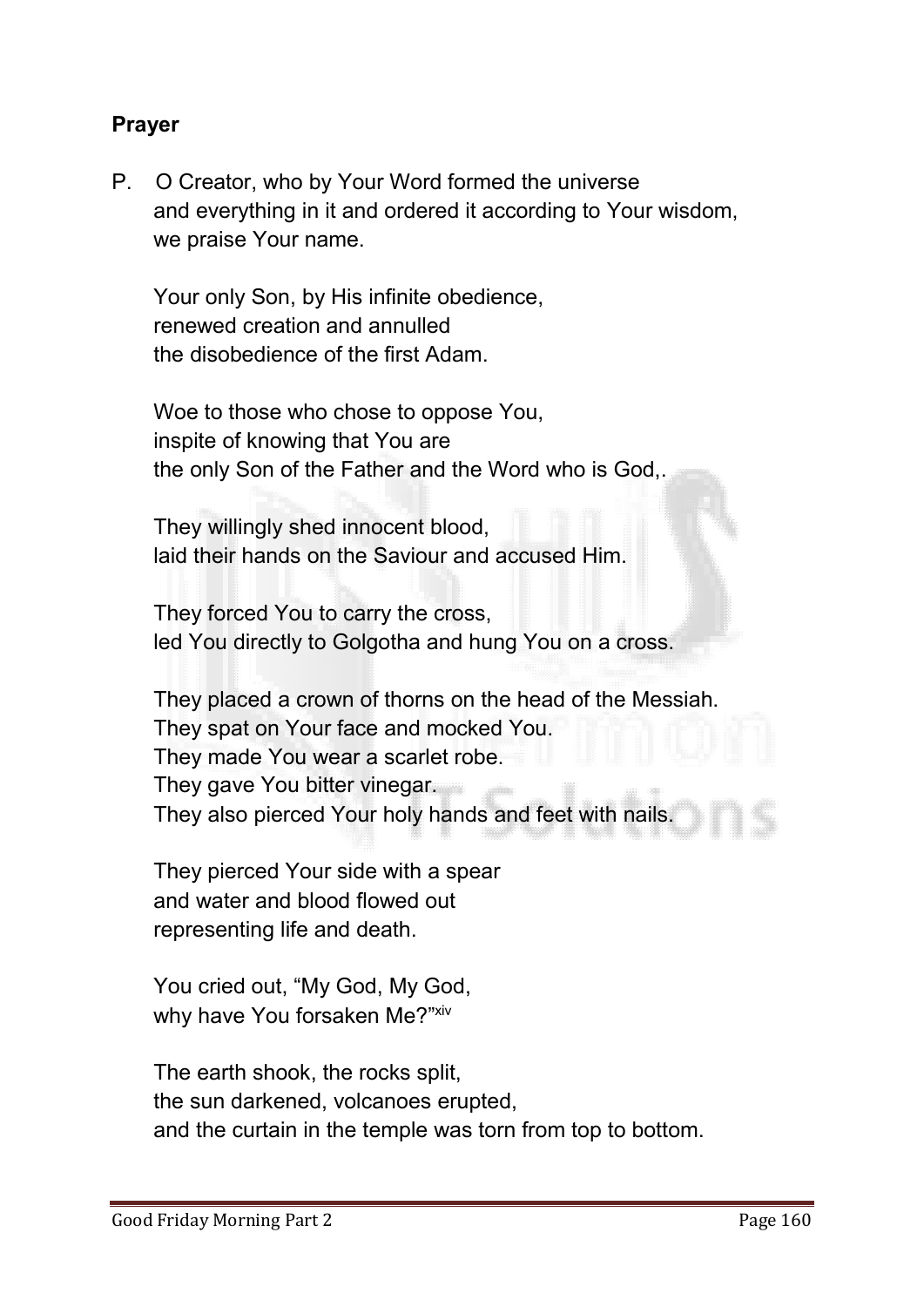**Prayer**

P. O Creator, who by Your Word formed the universe
and everything in it and ordered it according to Your wisdom,
we praise Your name.

Your only Son, by His infinite obedience,
renewed creation and annulled
the disobedience of the first Adam.

Woe to those who chose to oppose You,
inspite of knowing that You are
the only Son of the Father and the Word who is God,.

They willingly shed innocent blood,
laid their hands on the Saviour and accused Him.

They forced You to carry the cross,
led You directly to Golgotha and hung You on a cross.

They placed a crown of thorns on the head of the Messiah.
They spat on Your face and mocked You.
They made You wear a scarlet robe.
They gave You bitter vinegar.
They also pierced Your holy hands and feet with nails.

They pierced Your side with a spear
and water and blood flowed out
representing life and death.

You cried out, "My God, My God,
why have You forsaken Me?"[xiv]

The earth shook, the rocks split,
the sun darkened, volcanoes erupted,
and the curtain in the temple was torn from top to bottom.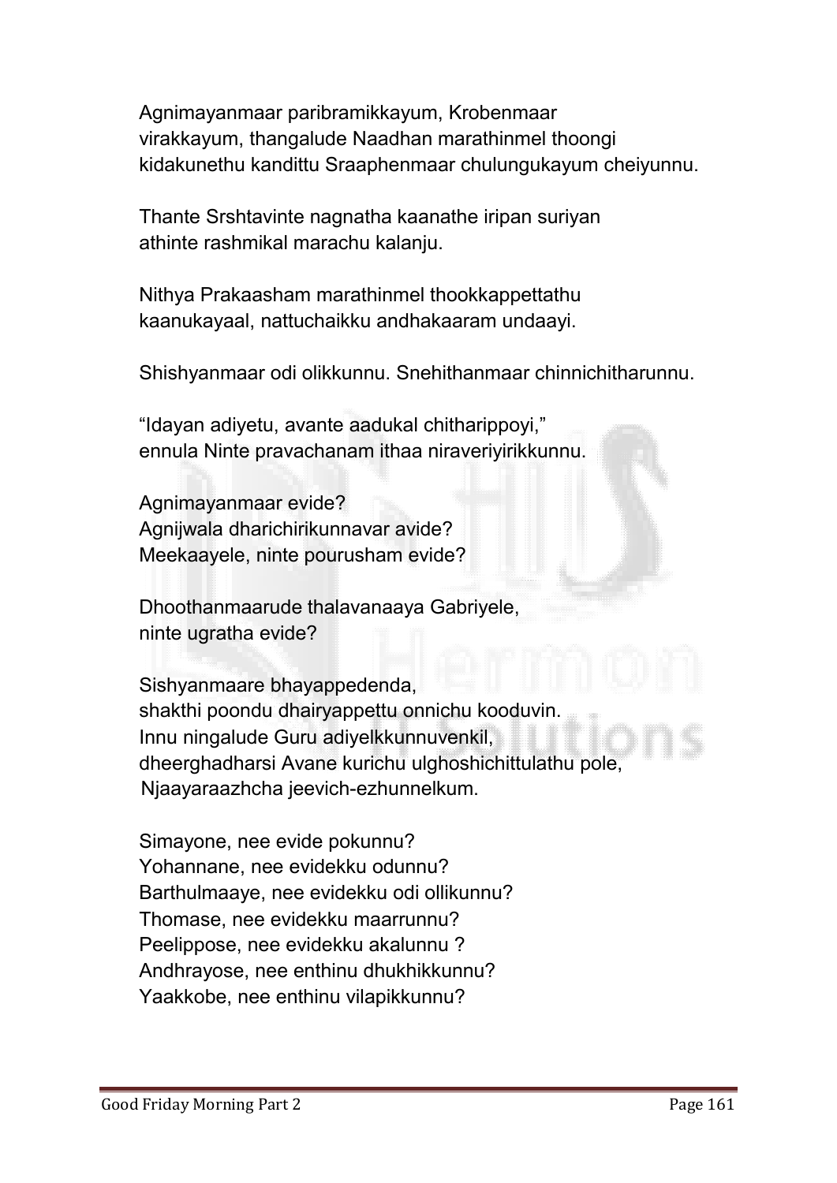Agnimayanmaar paribramikkayum, Krobenmaar virakkayum, thangalude Naadhan marathinmel thoongi kidakunethu kandittu Sraaphenmaar chulungukayum cheiyunnu.

Thante Srshtavinte nagnatha kaanathe iripan suriyan athinte rashmikal marachu kalanju.

Nithya Prakaasham marathinmel thookkappettathu kaanukayaal, nattuchaikku andhakaaram undaayi.

Shishyanmaar odi olikkunnu. Snehithanmaar chinnichitharunnu.

“Idayan adiyetu, avante aadukal chitharippoyi,” ennula Ninte pravachanam ithaa niraveriyirikkunnu.

Agnimayanmaar evide?
Agnijwala dharichirikunnavar avide?
Meekaayele, ninte pourusham evide?

Dhoothanmaarude thalavanaaya Gabriyele,
ninte ugratha evide?

Sishyanmaare bhayappedenda,
shakthi poondu dhairyappettu onnichu kooduvin.
Innu ningalude Guru adiyelkkunnuvenkil,
dheerghadharsi Avane kurichu ulghoshichittulathu pole,
Njaayaraazhcha jeevich-ezhunnelkum.

Simayone, nee evide pokunnu?
Yohannane, nee evidekku odunnu?
Barthulmaaye, nee evidekku odi ollikunnu?
Thomase, nee evidekku maarrunnu?
Peelippose, nee evidekku akalunnu ?
Andhrayose, nee enthinu dhukhikkunnu?
Yaakkobe, nee enthinu vilapikkunnu?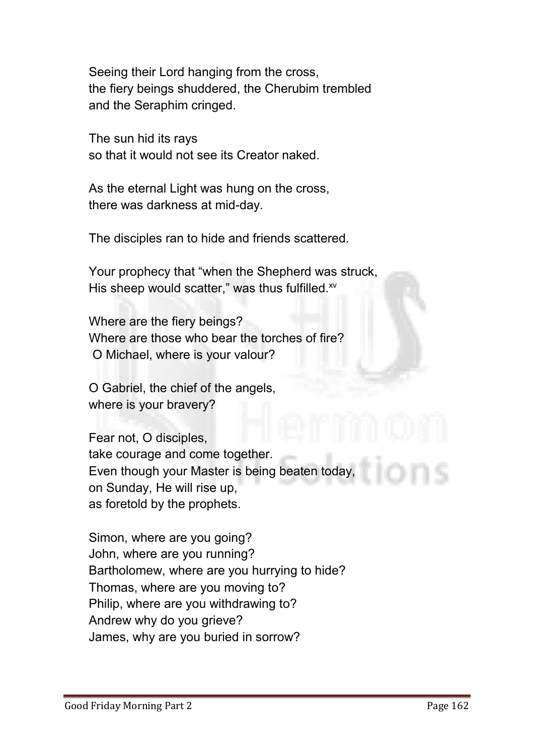Seeing their Lord hanging from the cross,  
the fiery beings shuddered, the Cherubim trembled  
and the Seraphim cringed.

The sun hid its rays  
so that it would not see its Creator naked.

As the eternal Light was hung on the cross,  
there was darkness at mid-day.

The disciples ran to hide and friends scattered.

Your prophecy that "when the Shepherd was struck,  
His sheep would scatter," was thus fulfilled.[xv]

Where are the fiery beings?  
Where are those who bear the torches of fire?  
O Michael, where is your valour?

O Gabriel, the chief of the angels,  
where is your bravery?

Fear not, O disciples,  
take courage and come together.  
Even though your Master is being beaten today,  
on Sunday, He will rise up,  
as foretold by the prophets.

Simon, where are you going?  
John, where are you running?  
Bartholomew, where are you hurrying to hide?  
Thomas, where are you moving to?  
Philip, where are you withdrawing to?  
Andrew why do you grieve?  
James, why are you buried in sorrow?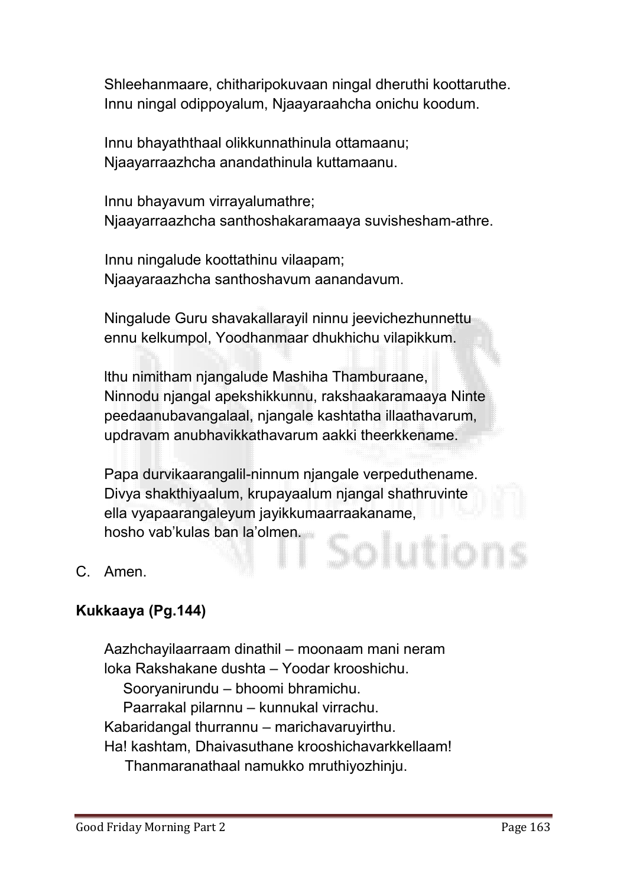Shleehanmaare, chitharipokuvaan ningal dheruthi koottaruthe.
Innu ningal odippoyalum, Njaayaraahcha onichu koodum.

Innu bhayaththaal olikkunnathinula ottamaanu;
Njaayarraazhcha anandathinula kuttamaanu.

Innu bhayavum virrayalumathre;
Njaayarraazhcha santhoshakaramaaya suvishesham-athre.

Innu ningalude koottathinu vilaapam;
Njaayaraazhcha santhoshavum aanandavum.

Ningalude Guru shavakallarayil ninnu jeevichezhunnettu
ennu kelkumpol, Yoodhanmaar dhukhichu vilapikkum.

Ithu nimitham njangalude Mashiha Thamburaane,
Ninnodu njangal apekshikkunnu, rakshaakaramaaya Ninte
peedaanubavangalaal, njangale kashtatha illaathavarum,
updravam anubhavikkathavarum aakki theerkkename.

Papa durvikaarangalil-ninnum njangale verpeduthename.
Divya shakthiyaalum, krupayaalum njangal shathruvinte
ella vyapaarangaleyum jayikkumaarraakaname,
hosho vab'kulas ban la'olmen.

C. Amen.

**Kukkaaya (Pg.144)**

Aazhchayilaarraam dinathil – moonaam mani neram
loka Rakshakane dushta – Yoodar krooshichu.
Sooryanirundu – bhoomi bhramichu.
Paarrakal pilarnnu – kunnukal virrachu.
Kabaridangal thurrannu – marichavaruyirthu.
Ha! kashtam, Dhaivasuthane krooshichavarkkellaam!
Thanmaranathaal namukko mruthiyozhinju.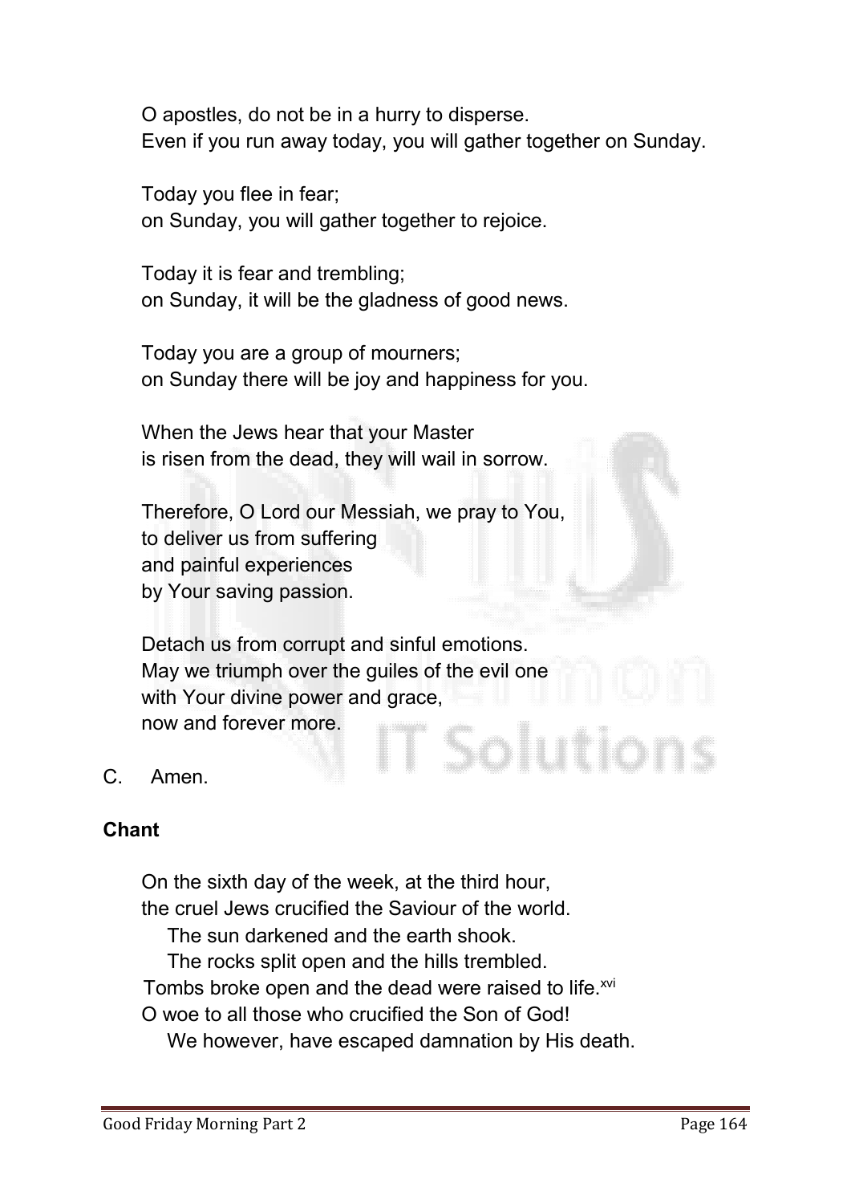O apostles, do not be in a hurry to disperse.
Even if you run away today, you will gather together on Sunday.

Today you flee in fear;
on Sunday, you will gather together to rejoice.

Today it is fear and trembling;
on Sunday, it will be the gladness of good news.

Today you are a group of mourners;
on Sunday there will be joy and happiness for you.

When the Jews hear that your Master
is risen from the dead, they will wail in sorrow.

Therefore, O Lord our Messiah, we pray to You,
to deliver us from suffering
and painful experiences
by Your saving passion.

Detach us from corrupt and sinful emotions.
May we triumph over the guiles of the evil one
with Your divine power and grace,
now and forever more.

C. Amen.

**Chant**

On the sixth day of the week, at the third hour,
the cruel Jews crucified the Saviour of the world.
The sun darkened and the earth shook.
The rocks split open and the hills trembled.
Tombs broke open and the dead were raised to life.[xvi]
O woe to all those who crucified the Son of God!
We however, have escaped damnation by His death.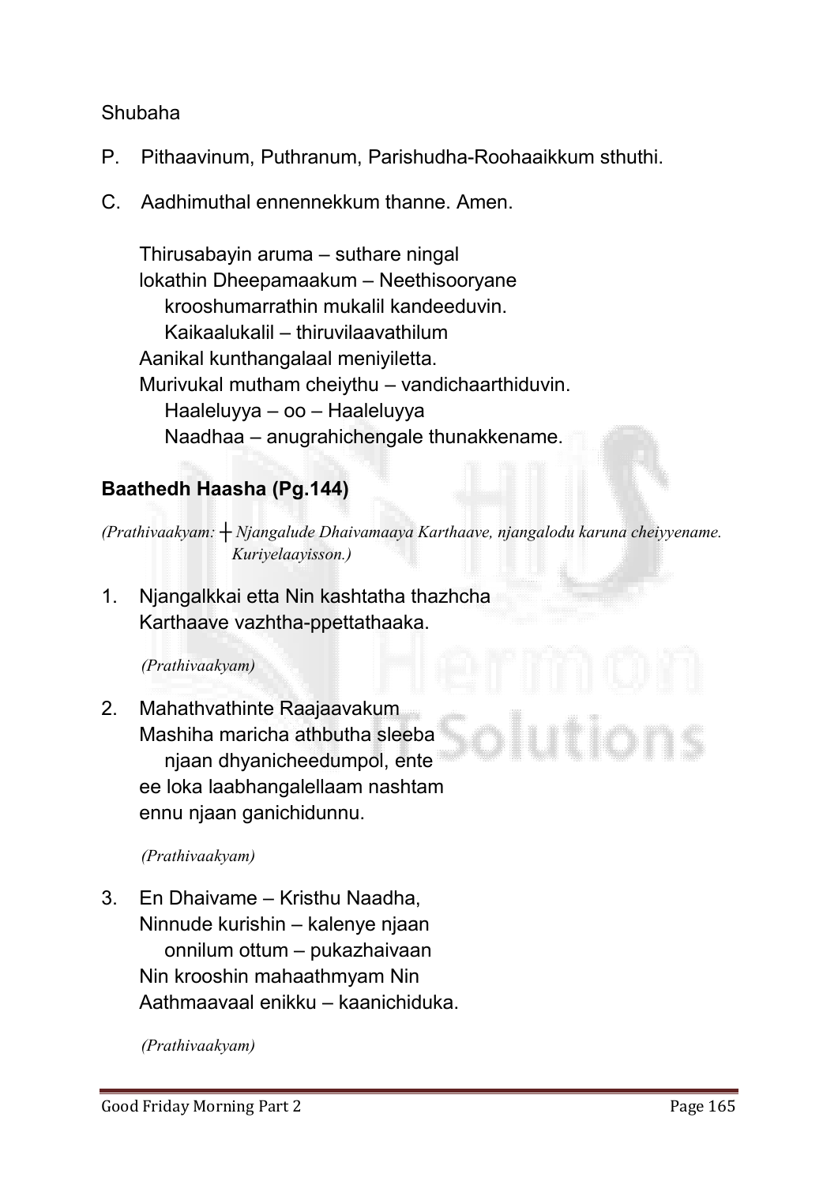Shubaha

P. Pithaavinum, Puthranum, Parishudha-Roohaaikkum sthuthi.

C. Aadhimuthal ennennekkum thanne. Amen.

Thirusabayin aruma – suthare ningal
lokathin Dheepamaakum – Neethisooryane
krooshumarrathin mukalil kandeeduvin.
Kaikaalukalil – thiruvilaavathilum
Aanikal kunthangalaal meniyiletta.
Murivukal mutham cheiythu – vandichaarthiduvin.
Haaleluyya – oo – Haaleluyya
Naadhaa – anugrahichengale thunakkename.

### Baathedh Haasha (Pg.144)

*(Prathivaakyam: ┼ Njangalude Dhaivamaaya Karthaave, njangalodu karuna cheiyyename. Kuriyelaayisson.)*

1. Njangalkkai etta Nin kashtatha thazhcha
Karthaave vazhtha-ppettathaaka.

*(Prathivaakyam)*

2. Mahathvathinte Raajaavakum
Mashiha maricha athbutha sleeba
njaan dhyanicheedumpol, ente
ee loka laabhangalellaam nashtam
ennu njaan ganichidunnu.

*(Prathivaakyam)*

3. En Dhaivame – Kristhu Naadha,
Ninnude kurishin – kalenye njaan
onnilum ottum – pukazhaivaan
Nin krooshin mahaathmyam Nin
Aathmaavaal enikku – kaanichiduka.

*(Prathivaakyam)*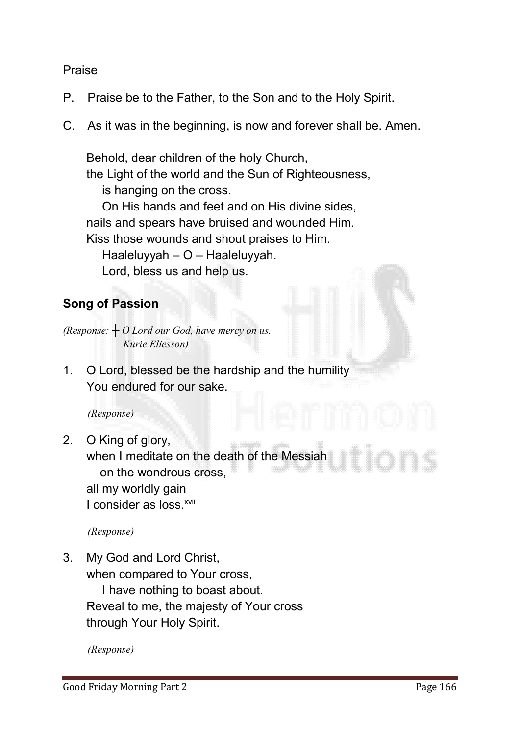Praise

P. Praise be to the Father, to the Son and to the Holy Spirit.

C. As it was in the beginning, is now and forever shall be. Amen.

Behold, dear children of the holy Church,
the Light of the world and the Sun of Righteousness,
is hanging on the cross.
On His hands and feet and on His divine sides,
nails and spears have bruised and wounded Him.
Kiss those wounds and shout praises to Him.
Haaleluyyah – O – Haaleluyyah.
Lord, bless us and help us.

**Song of Passion**

*(Response: ┼ O Lord our God, have mercy on us.*
*Kurie Eliesson)*

1. O Lord, blessed be the hardship and the humility
   You endured for our sake.

   *(Response)*

2. O King of glory,
   when I meditate on the death of the Messiah
   on the wondrous cross,
   all my worldly gain
   I consider as loss.[xvii]

   *(Response)*

3. My God and Lord Christ,
   when compared to Your cross,
   I have nothing to boast about.
   Reveal to me, the majesty of Your cross
   through Your Holy Spirit.

   *(Response)*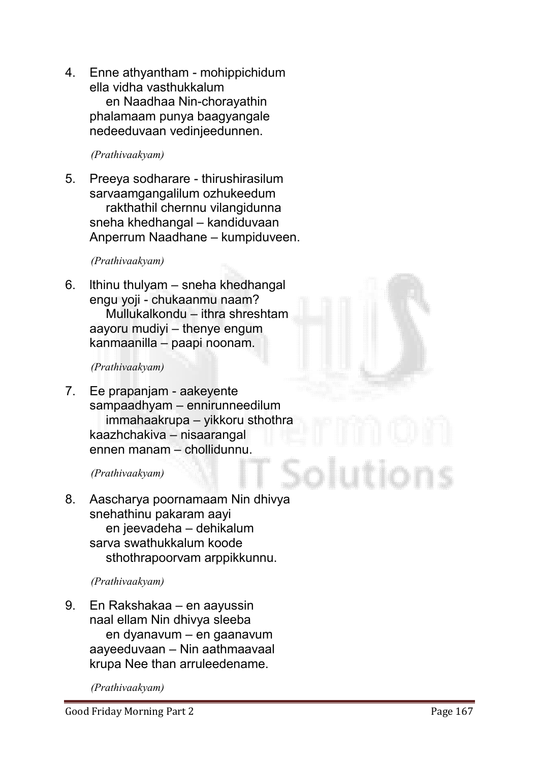4. Enne athyantham - mohippichidum  
   ella vidha vasthukkalum  
      en Naadhaa Nin-chorayathin  
   phalamaam punya baagyangale  
   nedeeduvaan vedinjeedunnen.

   *(Prathivaakyam)*

5. Preeya sodharare - thirushirasilum  
   sarvaamgangalilum ozhukeedum  
      rakthathil chernnu vilangidunna  
   sneha khedhangal – kandiduvaan  
   Anperrum Naadhane – kumpiduveen.

   *(Prathivaakyam)*

6. Ithinu thulyam – sneha khedhangal  
   engu yoji - chukaanmu naam?  
      Mullukalkondu – ithra shreshtam  
   aayoru mudiyi – thenye engum  
   kanmaanilla – paapi noonam.

   *(Prathivaakyam)*

7. Ee prapanjam - aakeyente  
   sampaadhyam – ennirunneedilum  
      immahaakrupa – yikkoru sthothra  
   kaazhchakiva – nisaarangal  
   ennen manam – chollidunnu.

   *(Prathivaakyam)*

8. Aascharya poornamaam Nin dhivya  
   snehathinu pakaram aayi  
      en jeevadeha – dehikalum  
   sarva swathukkalum koode  
      sthothrapoorvam arppikkunnu.

   *(Prathivaakyam)*

9. En Rakshakaa – en aayussin  
   naal ellam Nin dhivya sleeba  
      en dyanavum – en gaanavum  
   aayeeduvaan – Nin aathmaavaal  
   krupa Nee than arruleedename.

   *(Prathivaakyam)*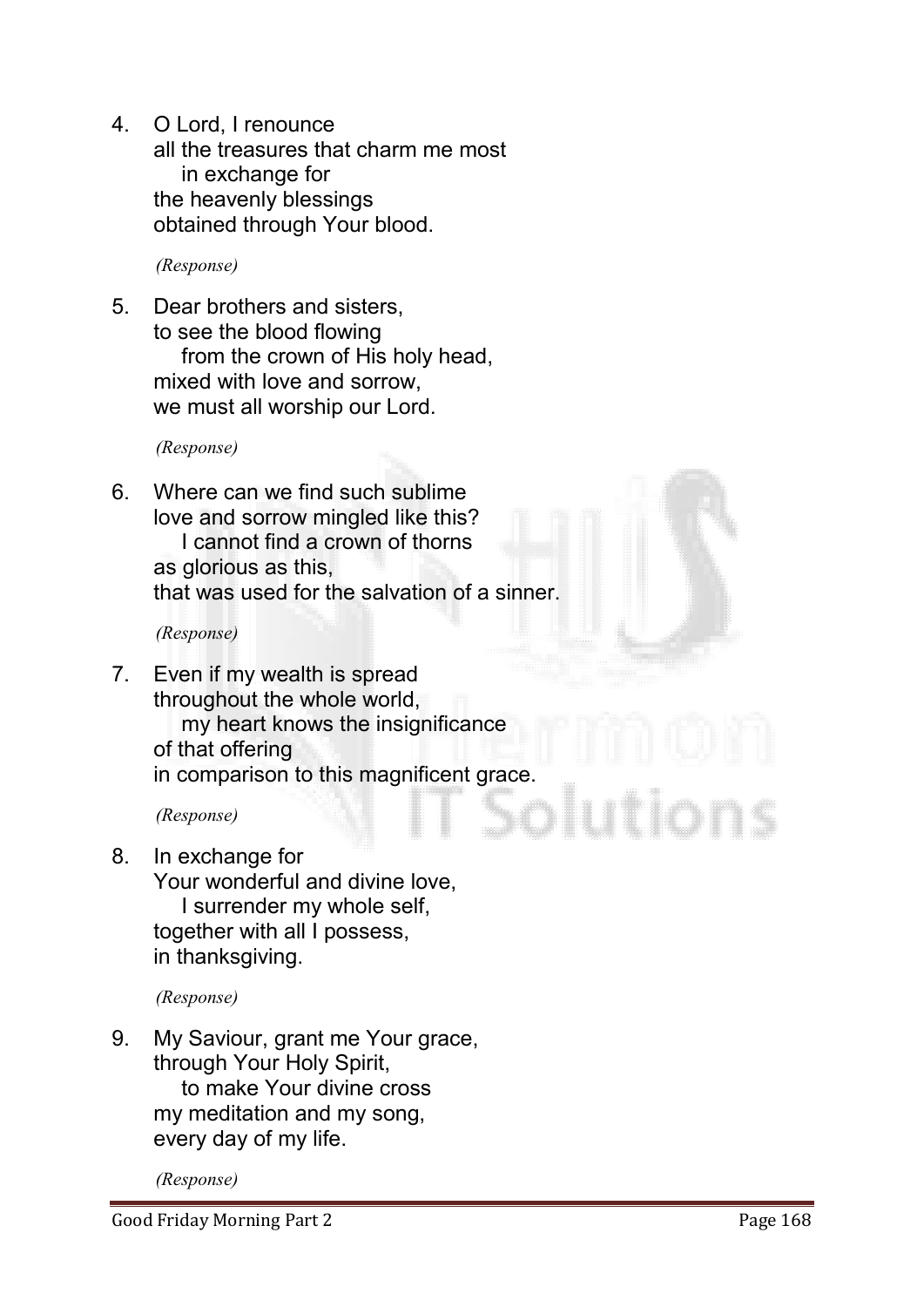4. O Lord, I renounce
   all the treasures that charm me most
   in exchange for
   the heavenly blessings
   obtained through Your blood.

   *(Response)*

5. Dear brothers and sisters,
   to see the blood flowing
   from the crown of His holy head,
   mixed with love and sorrow,
   we must all worship our Lord.

   *(Response)*

6. Where can we find such sublime
   love and sorrow mingled like this?
   I cannot find a crown of thorns
   as glorious as this,
   that was used for the salvation of a sinner.

   *(Response)*

7. Even if my wealth is spread
   throughout the whole world,
   my heart knows the insignificance
   of that offering
   in comparison to this magnificent grace.

   *(Response)*

8. In exchange for
   Your wonderful and divine love,
   I surrender my whole self,
   together with all I possess,
   in thanksgiving.

   *(Response)*

9. My Saviour, grant me Your grace,
   through Your Holy Spirit,
   to make Your divine cross
   my meditation and my song,
   every day of my life.

   *(Response)*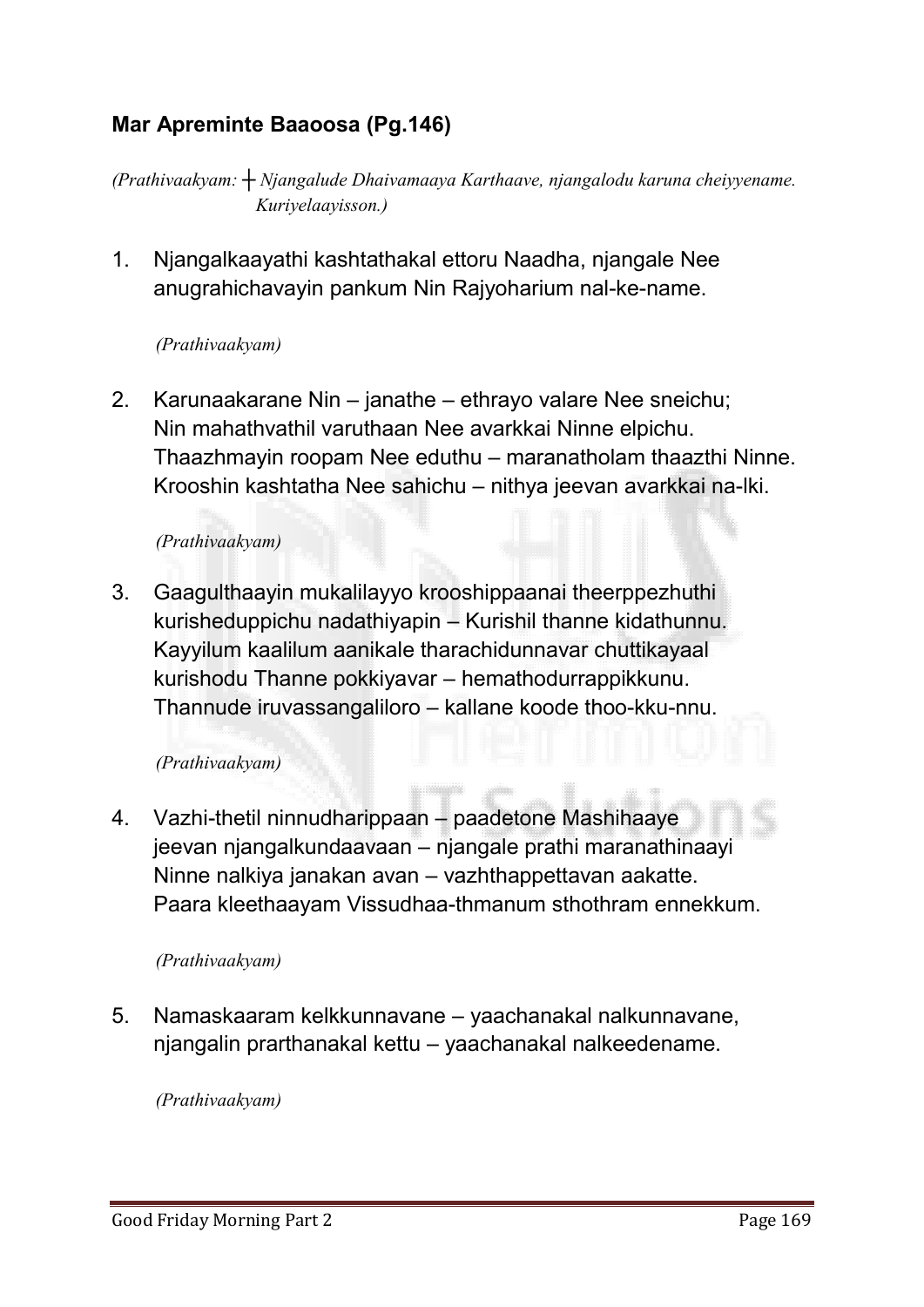**Mar Apreminte Baaoosa (Pg.146)**

*(Prathivaakyam: ┼ Njangalude Dhaivamaaya Karthaave, njangalodu karuna cheiyyename. Kuriyelaayisson.)*

1. Njangalkaayathi kashtathakal ettoru Naadha, njangale Nee anugrahichavayin pankum Nin Rajyoharium nal-ke-name.

   *(Prathivaakyam)*

2. Karunaakarane Nin – janathe – ethrayo valare Nee sneichu;
   Nin mahathvathil varuthaan Nee avarkkai Ninne elpichu.
   Thaazhmayin roopam Nee eduthu – maranatholam thaazthi Ninne.
   Krooshin kashtatha Nee sahichu – nithya jeevan avarkkai na-lki.

   *(Prathivaakyam)*

3. Gaagulthaayin mukalilayyo krooshippaanai theerppezhuthi
   kurisheduppichu nadathiyapin – Kurishil thanne kidathunnu.
   Kayyilum kaalilum aanikale tharachidunnavar chuttikayaal
   kurishodu Thanne pokkiyavar – hemathodurrappikkunu.
   Thannude iruvassangaliloro – kallane koode thoo-kku-nnu.

   *(Prathivaakyam)*

4. Vazhi-thetil ninnudharippaan – paadetone Mashihaaye
   jeevan njangalkundaavaan – njangale prathi maranathinaayi
   Ninne nalkiya janakan avan – vazhthappettavan aakatte.
   Paara kleethaayam Vissudhaa-thmanum sthothram ennekkum.

   *(Prathivaakyam)*

5. Namaskaaram kelkkunnavane – yaachanakal nalkunnavane,
   njangalin prarthanakal kettu – yaachanakal nalkeedename.

   *(Prathivaakyam)*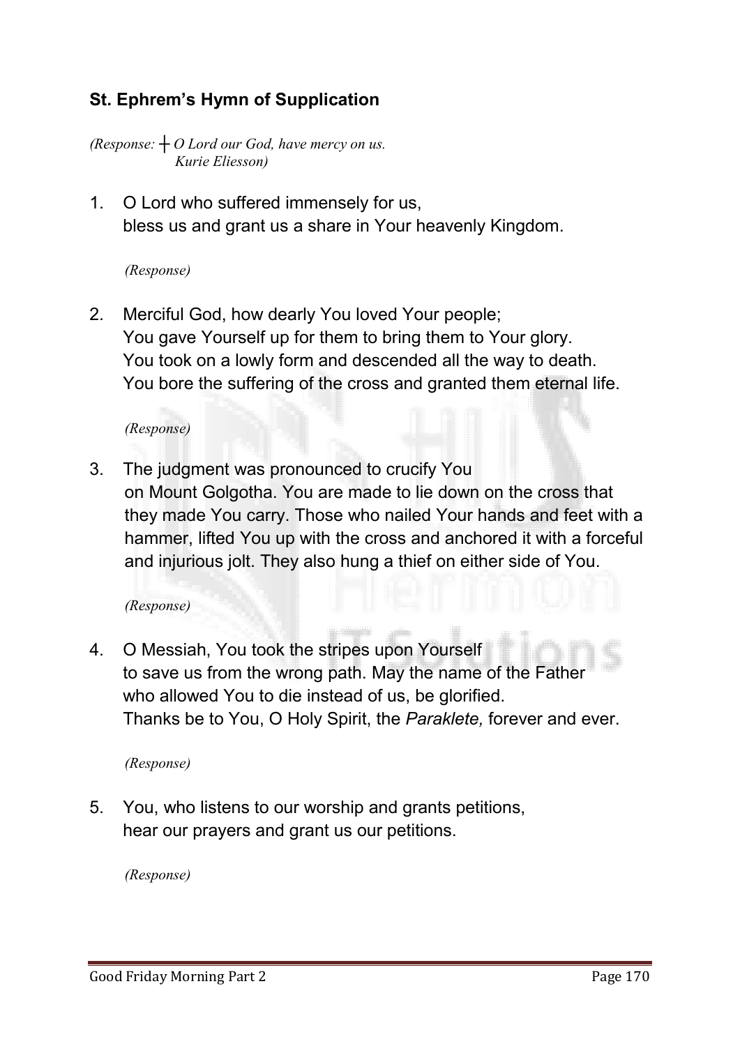## St. Ephrem's Hymn of Supplication

*(Response: ┼ O Lord our God, have mercy on us.*
*Kurie Eliesson)*

1. O Lord who suffered immensely for us,
   bless us and grant us a share in Your heavenly Kingdom.

   *(Response)*

2. Merciful God, how dearly You loved Your people;
   You gave Yourself up for them to bring them to Your glory.
   You took on a lowly form and descended all the way to death.
   You bore the suffering of the cross and granted them eternal life.

   *(Response)*

3. The judgment was pronounced to crucify You
   on Mount Golgotha. You are made to lie down on the cross that they made You carry. Those who nailed Your hands and feet with a hammer, lifted You up with the cross and anchored it with a forceful and injurious jolt. They also hung a thief on either side of You.

   *(Response)*

4. O Messiah, You took the stripes upon Yourself
   to save us from the wrong path. May the name of the Father
   who allowed You to die instead of us, be glorified.
   Thanks be to You, O Holy Spirit, the *Paraklete,* forever and ever.

   *(Response)*

5. You, who listens to our worship and grants petitions,
   hear our prayers and grant us our petitions.

   *(Response)*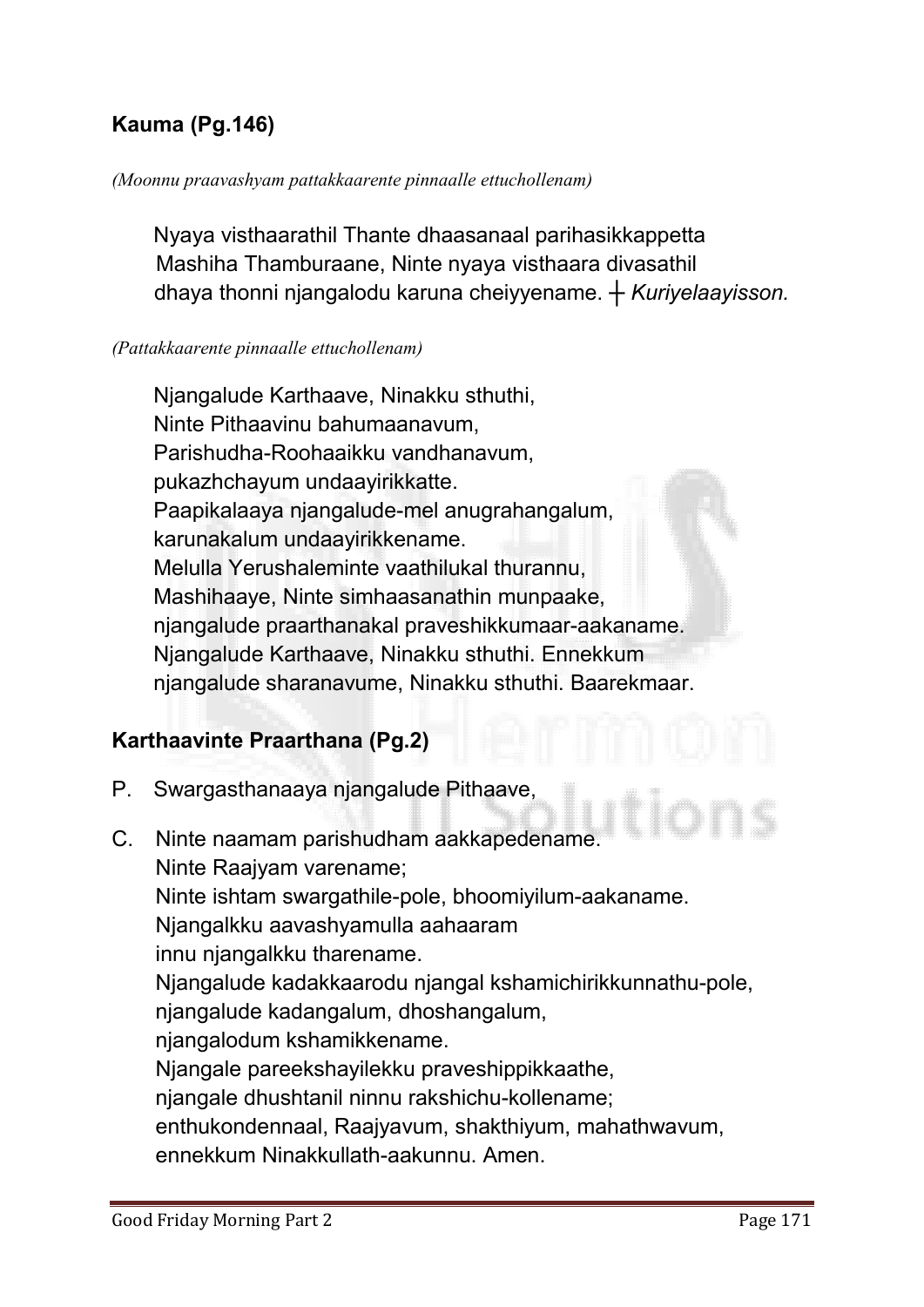### **Kauma (Pg.146)**

*(Moonnu praavashyam pattakkaarente pinnaalle ettuchollenam)*

Nyaya visthaarathil Thante dhaasanaal parihasikkappetta
Mashiha Thamburaane, Ninte nyaya visthaara divasathil
dhaya thonni njangalodu karuna cheiyyename. ┼ *Kuriyelaayisson.*

*(Pattakkaarente pinnaalle ettuchollenam)*

Njangalude Karthaave, Ninakku sthuthi,
Ninte Pithaavinu bahumaanavum,
Parishudha-Roohaaikku vandhanavum,
pukazhchayum undaayirikkatte.
Paapikalaaya njangalude-mel anugrahangalum,
karunakalum undaayirikkename.
Melulla Yerushaleminte vaathilukal thurannu,
Mashihaaye, Ninte simhaasanathin munpaake,
njangalude praarthanakal praveshikkumaar-aakaname.
Njangalude Karthaave, Ninakku sthuthi. Ennekkum
njangalude sharanavume, Ninakku sthuthi. Baarekmaar.

### **Karthaavinte Praarthana (Pg.2)**

P. Swargasthanaaya njangalude Pithaave,

C. Ninte naamam parishudham aakkapedename.
Ninte Raajyam varename;
Ninte ishtam swargathile-pole, bhoomiyilum-aakaname.
Njangalkku aavashyamulla aahaaram
innu njangalkku tharename.
Njangalude kadakkaarodu njangal kshamichirikkunnathu-pole,
njangalude kadangalum, dhoshangalum,
njangalodum kshamikkename.
Njangale pareekshayilekku praveshippikkaathe,
njangale dhushtanil ninnu rakshichu-kollename;
enthukondennaal, Raajyavum, shakthiyum, mahathwavum,
ennekkum Ninakkullath-aakunnu. Amen.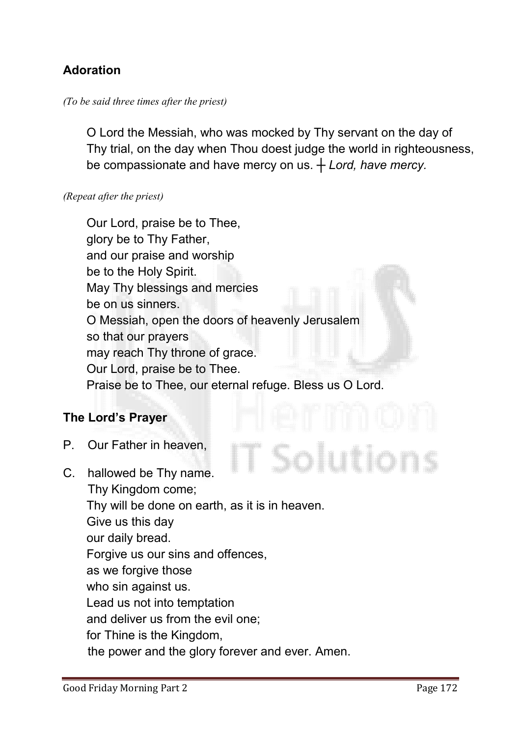## Adoration

*(To be said three times after the priest)*

O Lord the Messiah, who was mocked by Thy servant on the day of Thy trial, on the day when Thou doest judge the world in righteousness, be compassionate and have mercy on us. ┼ *Lord, have mercy.*

*(Repeat after the priest)*

Our Lord, praise be to Thee,
glory be to Thy Father,
and our praise and worship
be to the Holy Spirit.
May Thy blessings and mercies
be on us sinners.
O Messiah, open the doors of heavenly Jerusalem
so that our prayers
may reach Thy throne of grace.
Our Lord, praise be to Thee.
Praise be to Thee, our eternal refuge. Bless us O Lord.

## The Lord's Prayer

P. Our Father in heaven,

C. hallowed be Thy name.
Thy Kingdom come;
Thy will be done on earth, as it is in heaven.
Give us this day
our daily bread.
Forgive us our sins and offences,
as we forgive those
who sin against us.
Lead us not into temptation
and deliver us from the evil one;
for Thine is the Kingdom,
the power and the glory forever and ever. Amen.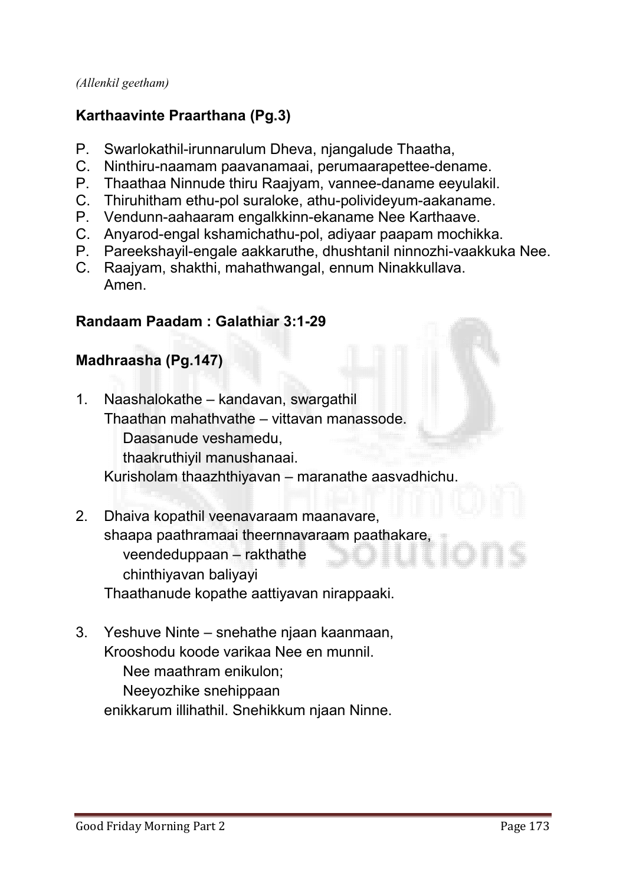*(Allenkil geetham)*

**Karthaavinte Praarthana (Pg.3)**

P. Swarlokathil-irunnarulum Dheva, njangalude Thaatha,
C. Ninthiru-naamam paavanamaai, perumaarapettee-dename.
P. Thaathaa Ninnude thiru Raajyam, vannee-daname eeyulakil.
C. Thiruhitham ethu-pol suraloke, athu-polivideyum-aakaname.
P. Vendunn-aahaaram engalkkinn-ekaname Nee Karthaave.
C. Anyarod-engal kshamichathu-pol, adiyaar paapam mochikka.
P. Pareekshayil-engale aakkaruthe, dhushtanil ninnozhi-vaakkuka Nee.
C. Raajyam, shakthi, mahathwangal, ennum Ninakkullava.
Amen.

**Randaam Paadam : Galathiar 3:1-29**

**Madhraasha (Pg.147)**

1. Naashalokathe – kandavan, swargathil
   Thaathan mahathvathe – vittavan manassode.
      Daasanude veshamedu,
      thaakruthiyil manushanaai.
   Kurisholam thaazhthiyavan – maranathe aasvadhichu.

2. Dhaiva kopathil veenavaraam maanavare,
   shaapa paathramaai theernnavaraam paathakare,
      veendeduppaan – rakthathe
      chinthiyavan baliyayi
   Thaathanude kopathe aattiyavan nirappaaki.

3. Yeshuve Ninte – snehathe njaan kaanmaan,
   Krooshodu koode varikaa Nee en munnil.
      Nee maathram enikulon;
      Neeyozhike snehippaan
   enikkarum illihathil. Snehikkum njaan Ninne.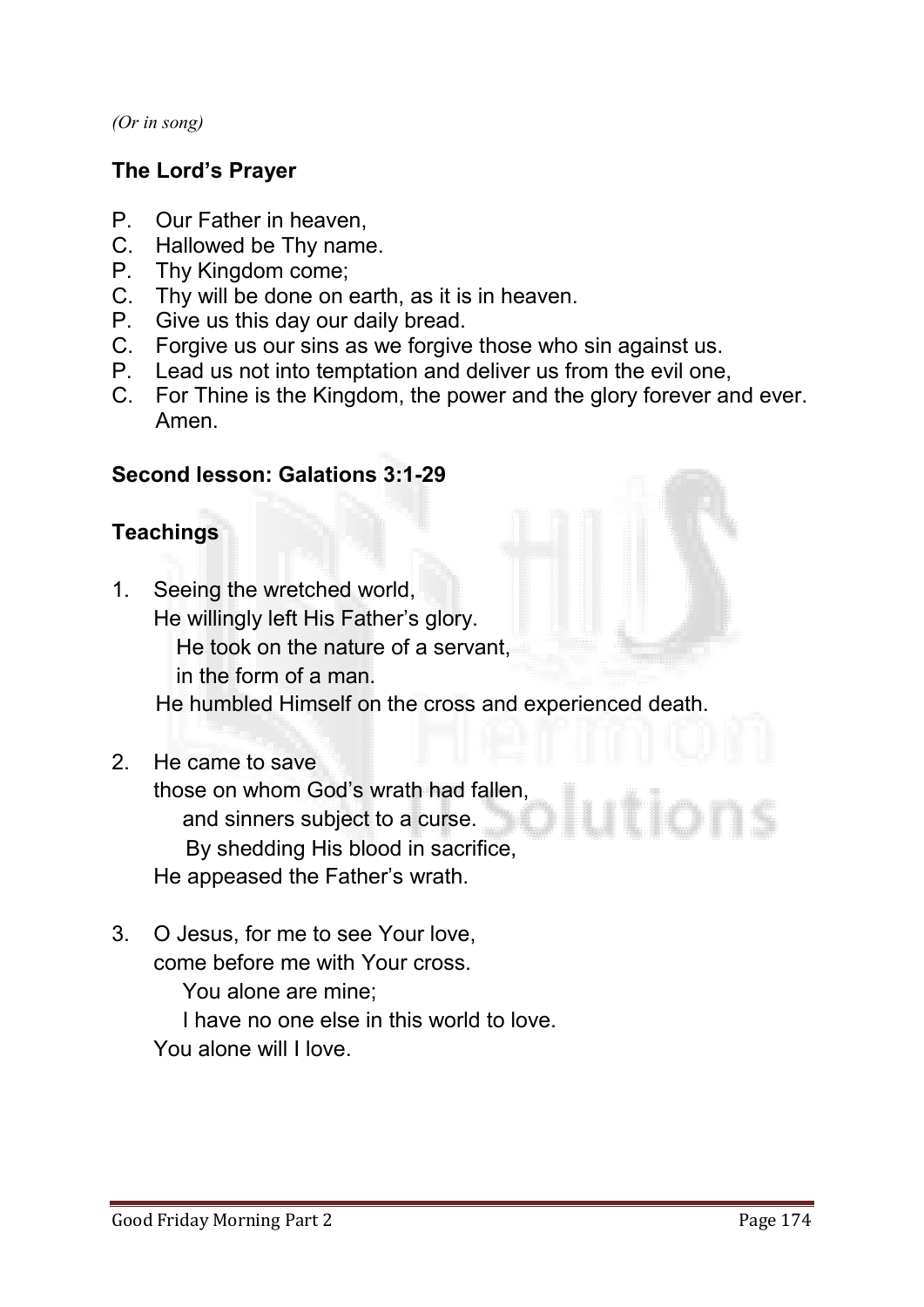*(Or in song)*

**The Lord's Prayer**

P. Our Father in heaven,
C. Hallowed be Thy name.
P. Thy Kingdom come;
C. Thy will be done on earth, as it is in heaven.
P. Give us this day our daily bread.
C. Forgive us our sins as we forgive those who sin against us.
P. Lead us not into temptation and deliver us from the evil one,
C. For Thine is the Kingdom, the power and the glory forever and ever. Amen.

**Second lesson: Galations 3:1-29**

**Teachings**

1. Seeing the wretched world,
   He willingly left His Father's glory.
   He took on the nature of a servant,
   in the form of a man.
   He humbled Himself on the cross and experienced death.

2. He came to save
   those on whom God's wrath had fallen,
   and sinners subject to a curse.
   By shedding His blood in sacrifice,
   He appeased the Father's wrath.

3. O Jesus, for me to see Your love,
   come before me with Your cross.
   You alone are mine;
   I have no one else in this world to love.
   You alone will I love.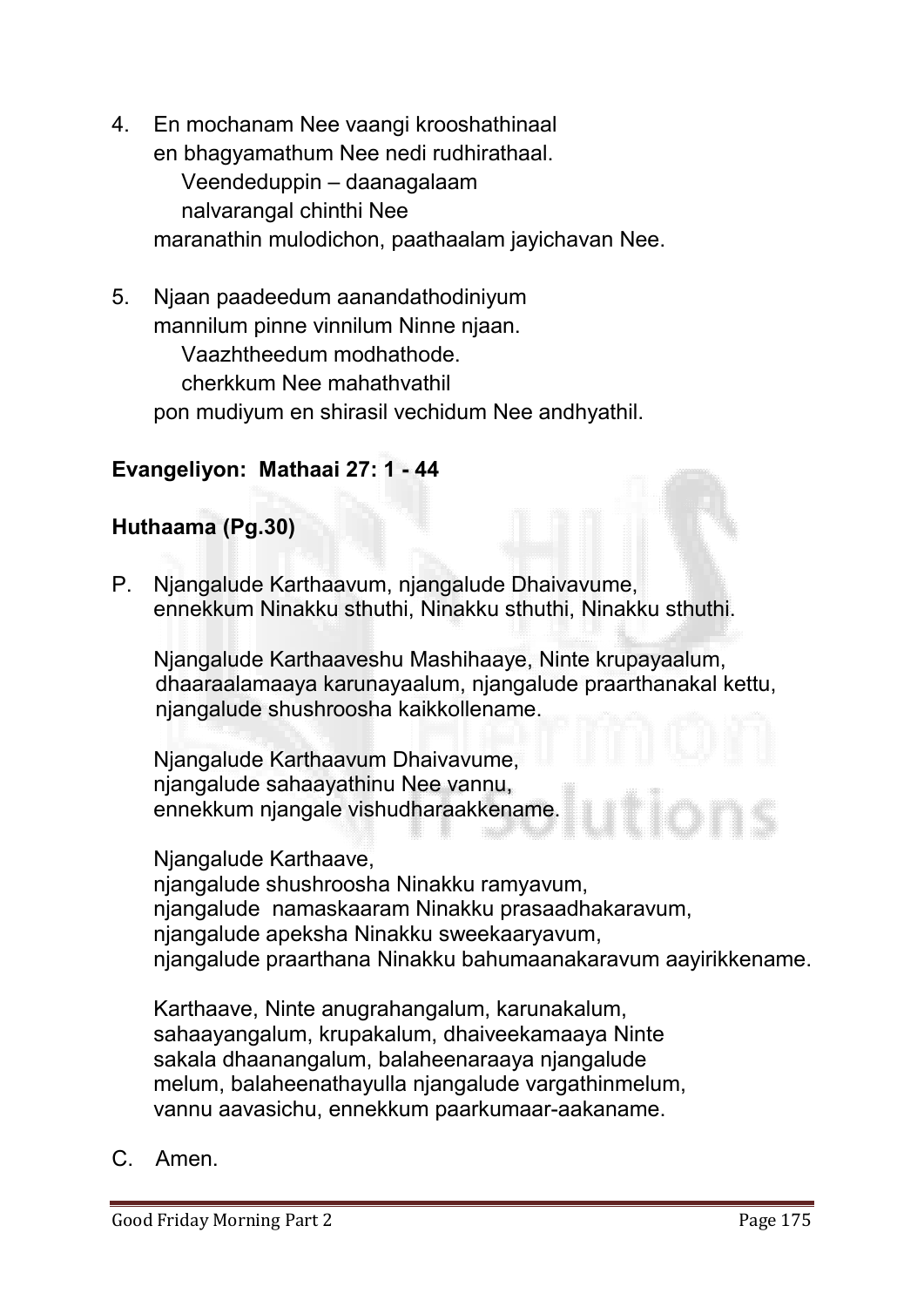4. En mochanam Nee vaangi krooshathinaal
   en bhagyamathum Nee nedi rudhirathaal.
      Veendeduppin – daanagalaam
      nalvarangal chinthi Nee
   maranathin mulodichon, paathaalam jayichavan Nee.

5. Njaan paadeedum aanandathodiniyum
   mannilum pinne vinnilum Ninne njaan.
      Vaazhtheedum modhathode.
      cherkkum Nee mahathvathil
   pon mudiyum en shirasil vechidum Nee andhyathil.

**Evangeliyon: Mathaai 27: 1 - 44**

**Huthaama (Pg.30)**

P. Njangalude Karthaavum, njangalude Dhaivavume,
   ennekkum Ninakku sthuthi, Ninakku sthuthi, Ninakku sthuthi.

   Njangalude Karthaaveshu Mashihaaye, Ninte krupayaalum,
   dhaaraalamaaya karunayaalum, njangalude praarthanakal kettu,
   njangalude shushroosha kaikkollename.

   Njangalude Karthaavum Dhaivavume,
   njangalude sahaayathinu Nee vannu,
   ennekkum njangale vishudharaakkename.

   Njangalude Karthaave,
   njangalude shushroosha Ninakku ramyavum,
   njangalude namaskaaram Ninakku prasaadhakaravum,
   njangalude apeksha Ninakku sweekaaryavum,
   njangalude praarthana Ninakku bahumaanakaravum aayirikkename.

   Karthaave, Ninte anugrahangalum, karunakalum,
   sahaayangalum, krupakalum, dhaiveekamaaya Ninte
   sakala dhaanangalum, balaheenaraaya njangalude
   melum, balaheenathayulla njangalude vargathinmelum,
   vannu aavasichu, ennekkum paarkumaar-aakaname.

C. Amen.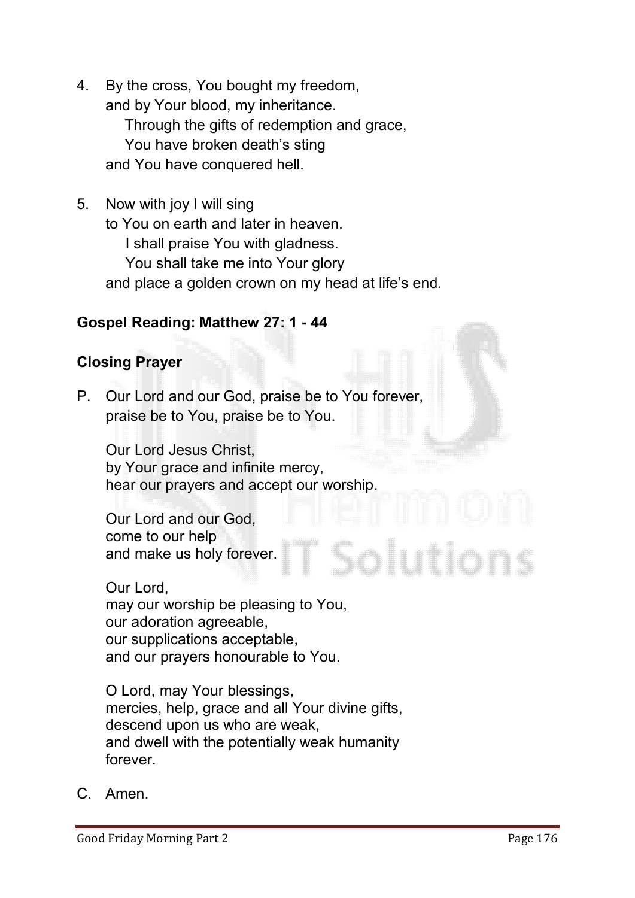4. By the cross, You bought my freedom,  
   and by Your blood, my inheritance.  
   Through the gifts of redemption and grace,  
   You have broken death's sting  
   and You have conquered hell.

5. Now with joy I will sing  
   to You on earth and later in heaven.  
   I shall praise You with gladness.  
   You shall take me into Your glory  
   and place a golden crown on my head at life's end.

**Gospel Reading: Matthew 27: 1 - 44**

**Closing Prayer**

P. Our Lord and our God, praise be to You forever,  
praise be to You, praise be to You.

Our Lord Jesus Christ,  
by Your grace and infinite mercy,  
hear our prayers and accept our worship.

Our Lord and our God,  
come to our help  
and make us holy forever.

Our Lord,  
may our worship be pleasing to You,  
our adoration agreeable,  
our supplications acceptable,  
and our prayers honourable to You.

O Lord, may Your blessings,  
mercies, help, grace and all Your divine gifts,  
descend upon us who are weak,  
and dwell with the potentially weak humanity  
forever.

C. Amen.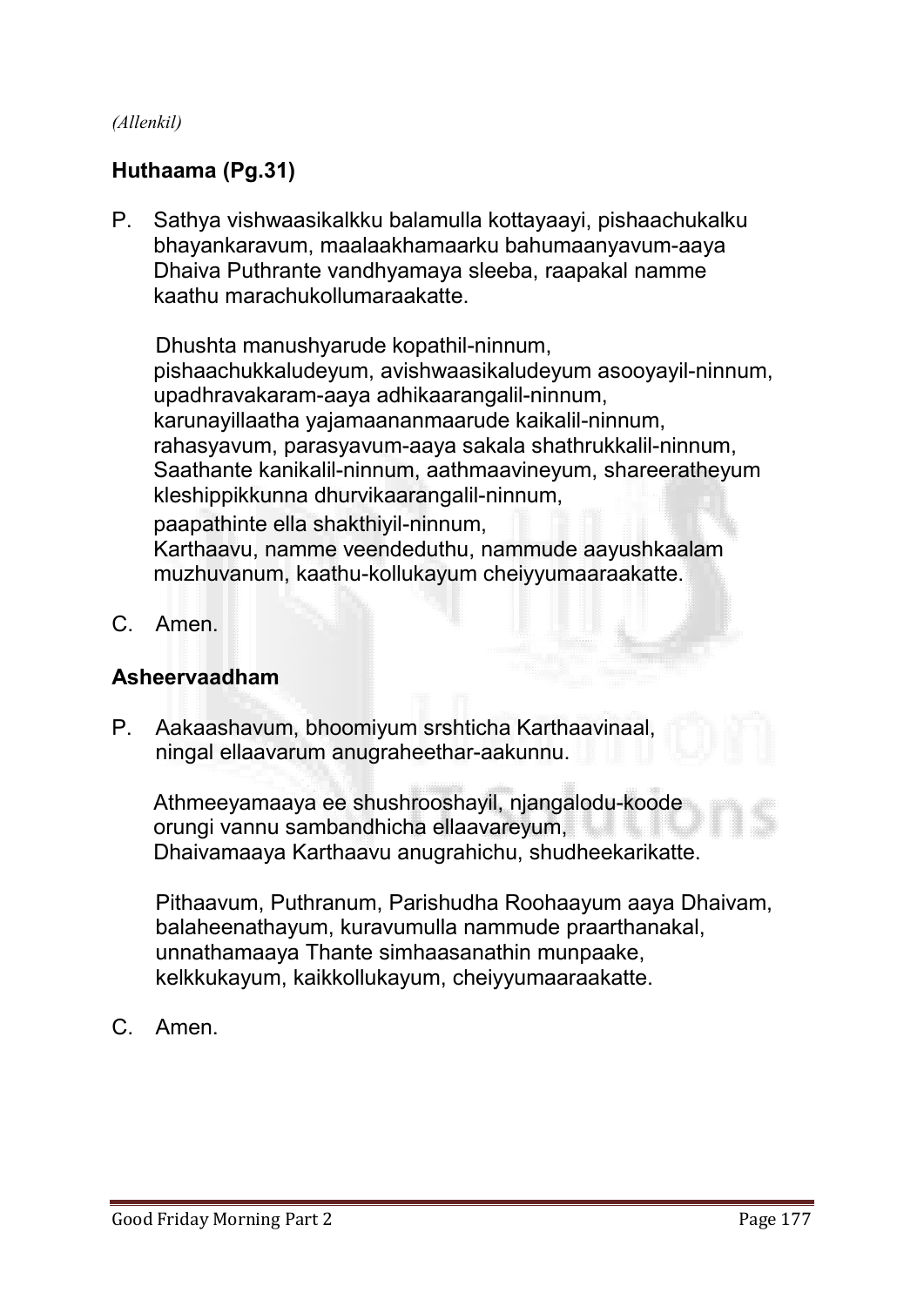*(Allenkil)*

**Huthaama (Pg.31)**

P. Sathya vishwaasikalkku balamulla kottayaayi, pishaachukalku bhayankaravum, maalaakhamaarku bahumaanyavum-aaya Dhaiva Puthrante vandhyamaya sleeba, raapakal namme kaathu marachukollumaraakatte.

Dhushta manushyarude kopathil-ninnum,
pishaachukkaludeyum, avishwaasikaludeyum asooyayil-ninnum,
upadhravakaram-aaya adhikaarangalil-ninnum,
karunayillaatha yajamaananmaarude kaikalil-ninnum,
rahasyavum, parasyavum-aaya sakala shathrukkalil-ninnum,
Saathante kanikalil-ninnum, aathmaavineyum, shareeratheyum kleshippikkunna dhurvikaarangalil-ninnum,
paapathinte ella shakthiyil-ninnum,
Karthaavu, namme veendeduthu, nammude aayushkaalam muzhuvanum, kaathu-kollukayum cheiyyumaaraakatte.

C. Amen.

**Asheervaadham**

P. Aakaashavum, bhoomiyum srshticha Karthaavinaal,
ningal ellaavarum anugraheethar-aakunnu.

Athmeeyamaaya ee shushrooshayil, njangalodu-koode
orungi vannu sambandhicha ellaavareyum,
Dhaivamaaya Karthaavu anugrahichu, shudheekarikatte.

Pithaavum, Puthranum, Parishudha Roohaayum aaya Dhaivam,
balaheenathayum, kuravumulla nammude praarthanakal,
unnathamaaya Thante simhaasanathin munpaake,
kelkkukayum, kaikkollukayum, cheiyyumaaraakatte.

C. Amen.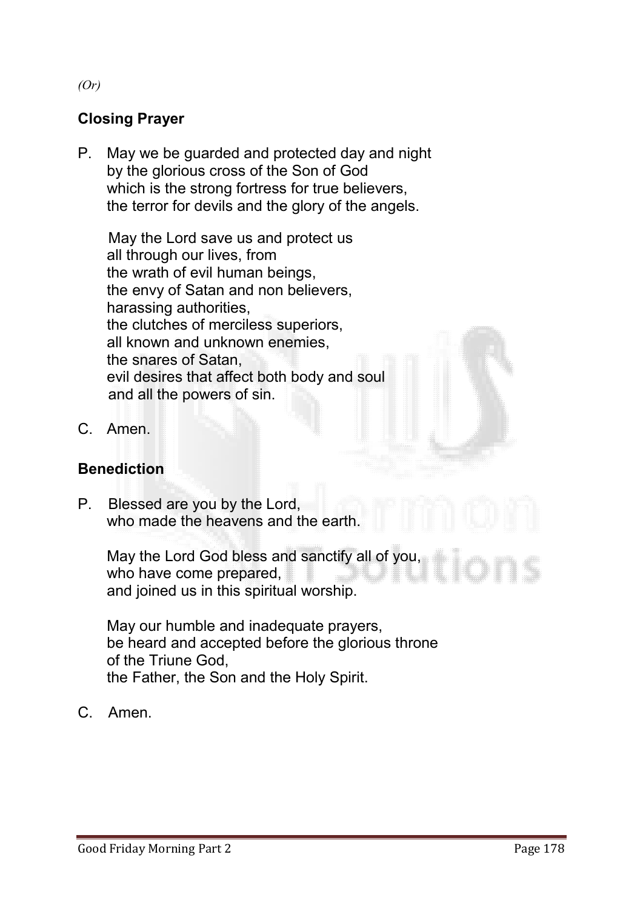*(Or)*

## Closing Prayer

P. May we be guarded and protected day and night
by the glorious cross of the Son of God
which is the strong fortress for true believers,
the terror for devils and the glory of the angels.

May the Lord save us and protect us
all through our lives, from
the wrath of evil human beings,
the envy of Satan and non believers,
harassing authorities,
the clutches of merciless superiors,
all known and unknown enemies,
the snares of Satan,
evil desires that affect both body and soul
and all the powers of sin.

C. Amen.

## Benediction

P. Blessed are you by the Lord,
who made the heavens and the earth.

May the Lord God bless and sanctify all of you,
who have come prepared,
and joined us in this spiritual worship.

May our humble and inadequate prayers,
be heard and accepted before the glorious throne
of the Triune God,
the Father, the Son and the Holy Spirit.

C. Amen.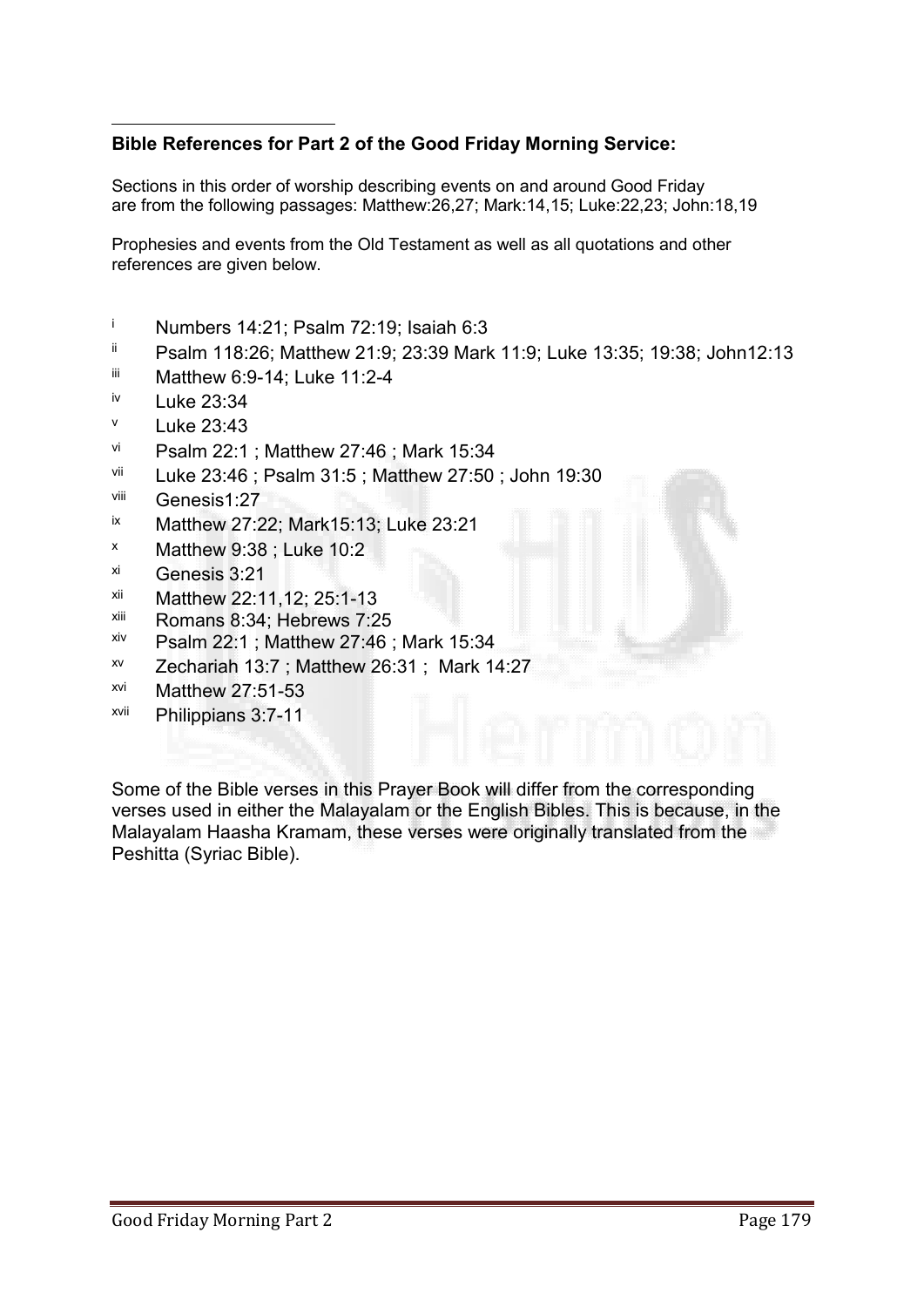**Bible References for Part 2 of the Good Friday Morning Service:**

Sections in this order of worship describing events on and around Good Friday are from the following passages: Matthew:26,27; Mark:14,15; Luke:22,23; John:18,19

Prophesies and events from the Old Testament as well as all quotations and other references are given below.

[i] Numbers 14:21; Psalm 72:19; Isaiah 6:3
[ii] Psalm 118:26; Matthew 21:9; 23:39 Mark 11:9; Luke 13:35; 19:38; John12:13
[iii] Matthew 6:9-14; Luke 11:2-4
[iv] Luke 23:34
[v] Luke 23:43
[vi] Psalm 22:1 ; Matthew 27:46 ; Mark 15:34
[vii] Luke 23:46 ; Psalm 31:5 ; Matthew 27:50 ; John 19:30
[viii] Genesis1:27
[ix] Matthew 27:22; Mark15:13; Luke 23:21
[x] Matthew 9:38 ; Luke 10:2
[xi] Genesis 3:21
[xii] Matthew 22:11,12; 25:1-13
[xiii] Romans 8:34; Hebrews 7:25
[xiv] Psalm 22:1 ; Matthew 27:46 ; Mark 15:34
[xv] Zechariah 13:7 ; Matthew 26:31 ; Mark 14:27
[xvi] Matthew 27:51-53
[xvii] Philippians 3:7-11

Some of the Bible verses in this Prayer Book will differ from the corresponding verses used in either the Malayalam or the English Bibles. This is because, in the Malayalam Haasha Kramam, these verses were originally translated from the Peshitta (Syriac Bible).